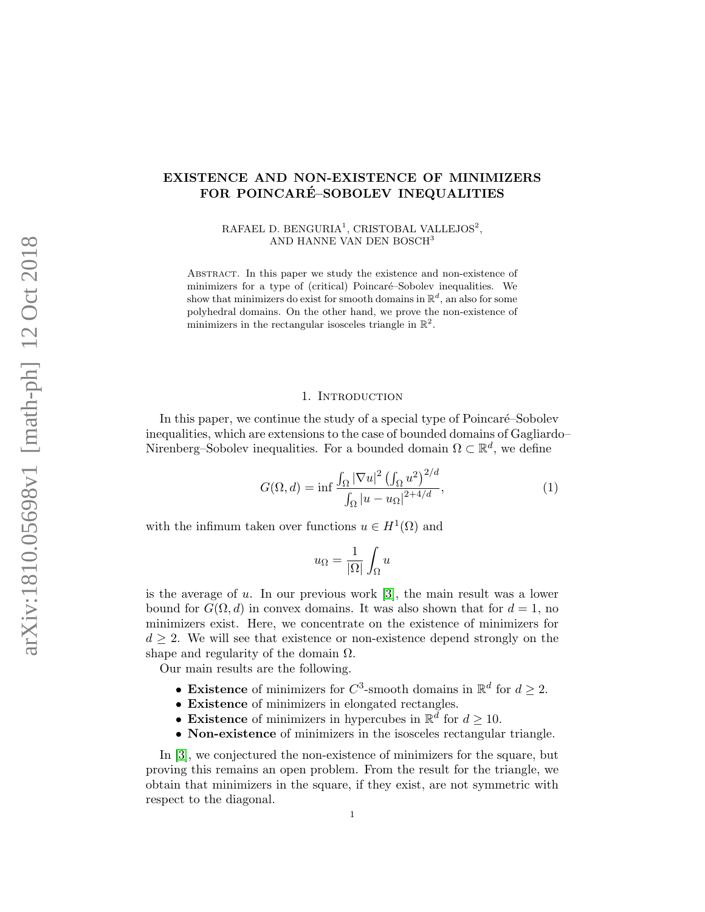# EXISTENCE AND NON-EXISTENCE OF MINIMIZERS FOR POINCARÉ–SOBOLEV INEQUALITIES

RAFAEL D. BENGURIA[1], CRISTOBAL VALLEJOS[2], AND HANNE VAN DEN BOSCH[3]

Abstract. In this paper we study the existence and non-existence of minimizers for a type of (critical) Poincaré–Sobolev inequalities. We show that minimizers do exist for smooth domains in $\mathbb{R}^d$, an also for some polyhedral domains. On the other hand, we prove the non-existence of minimizers in the rectangular isosceles triangle in $\mathbb{R}^2$.

## 1. Introduction

In this paper, we continue the study of a special type of Poincaré–Sobolev inequalities, which are extensions to the case of bounded domains of Gagliardo–Nirenberg–Sobolev inequalities. For a bounded domain $\Omega \subset \mathbb{R}^d$, we define

$$G(\Omega, d) = \inf \frac{\int_\Omega |\nabla u|^2 \left(\int_\Omega u^2\right)^{2/d}}{\int_\Omega |u - u_\Omega|^{2+4/d}}, \tag{1}$$

with the infimum taken over functions $u \in H^1(\Omega)$ and

$$u_\Omega = \frac{1}{|\Omega|} \int_\Omega u$$

is the average of $u$. In our previous work [3], the main result was a lower bound for $G(\Omega, d)$ in convex domains. It was also shown that for $d = 1$, no minimizers exist. Here, we concentrate on the existence of minimizers for $d \geq 2$. We will see that existence or non-existence depend strongly on the shape and regularity of the domain $\Omega$.

Our main results are the following.

- **Existence** of minimizers for $C^3$-smooth domains in $\mathbb{R}^d$ for $d \geq 2$.
- **Existence** of minimizers in elongated rectangles.
- **Existence** of minimizers in hypercubes in $\mathbb{R}^d$ for $d \geq 10$.
- **Non-existence** of minimizers in the isosceles rectangular triangle.

In [3], we conjectured the non-existence of minimizers for the square, but proving this remains an open problem. From the result for the triangle, we obtain that minimizers in the square, if they exist, are not symmetric with respect to the diagonal.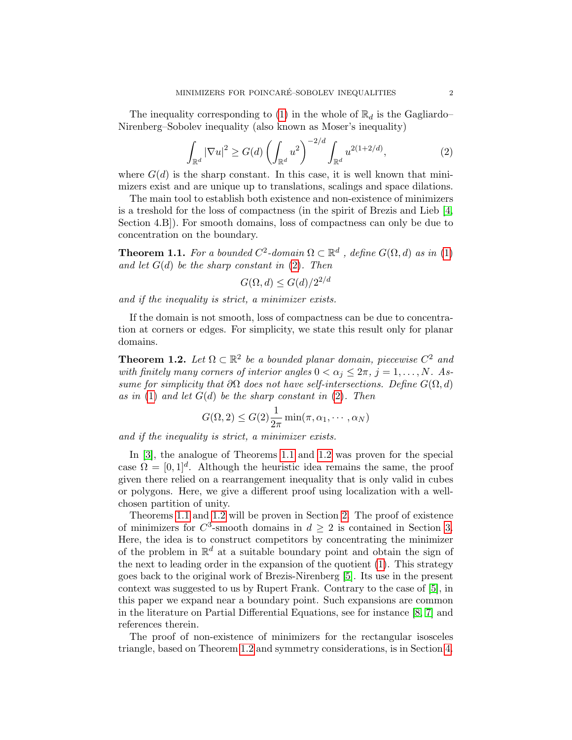The inequality corresponding to (1) in the whole of $\mathbb{R}_d$ is the Gagliardo–Nirenberg–Sobolev inequality (also known as Moser's inequality)

$$\int_{\mathbb{R}^d} |\nabla u|^2 \geq G(d) \left( \int_{\mathbb{R}^d} u^2 \right)^{-2/d} \int_{\mathbb{R}^d} u^{2(1+2/d)}, \tag{2}$$

where $G(d)$ is the sharp constant. In this case, it is well known that minimizers exist and are unique up to translations, scalings and space dilations.

The main tool to establish both existence and non-existence of minimizers is a treshold for the loss of compactness (in the spirit of Brezis and Lieb [4, Section 4.B]). For smooth domains, loss of compactness can only be due to concentration on the boundary.

**Theorem 1.1.** *For a bounded $C^2$-domain $\Omega \subset \mathbb{R}^d$ , define $G(\Omega, d)$ as in (1) and let $G(d)$ be the sharp constant in (2). Then*

$$G(\Omega, d) \leq G(d)/2^{2/d}$$

*and if the inequality is strict, a minimizer exists.*

If the domain is not smooth, loss of compactness can be due to concentration at corners or edges. For simplicity, we state this result only for planar domains.

**Theorem 1.2.** *Let $\Omega \subset \mathbb{R}^2$ be a bounded planar domain, piecewise $C^2$ and with finitely many corners of interior angles $0 < \alpha_j \leq 2\pi$, $j = 1, \ldots, N$. Assume for simplicity that $\partial\Omega$ does not have self-intersections. Define $G(\Omega, d)$ as in (1) and let $G(d)$ be the sharp constant in (2). Then*

$$G(\Omega, 2) \leq G(2) \frac{1}{2\pi} \min(\pi, \alpha_1, \cdots, \alpha_N)$$

*and if the inequality is strict, a minimizer exists.*

In [3], the analogue of Theorems 1.1 and 1.2 was proven for the special case $\Omega = [0, 1]^d$. Although the heuristic idea remains the same, the proof given there relied on a rearrangement inequality that is only valid in cubes or polygons. Here, we give a different proof using localization with a well-chosen partition of unity.

Theorems 1.1 and 1.2 will be proven in Section 2. The proof of existence of minimizers for $C^3$-smooth domains in $d \geq 2$ is contained in Section 3. Here, the idea is to construct competitors by concentrating the minimizer of the problem in $\mathbb{R}^d$ at a suitable boundary point and obtain the sign of the next to leading order in the expansion of the quotient (1). This strategy goes back to the original work of Brezis-Nirenberg [5]. Its use in the present context was suggested to us by Rupert Frank. Contrary to the case of [5], in this paper we expand near a boundary point. Such expansions are common in the literature on Partial Differential Equations, see for instance [8, 7] and references therein.

The proof of non-existence of minimizers for the rectangular isosceles triangle, based on Theorem 1.2 and symmetry considerations, is in Section 4.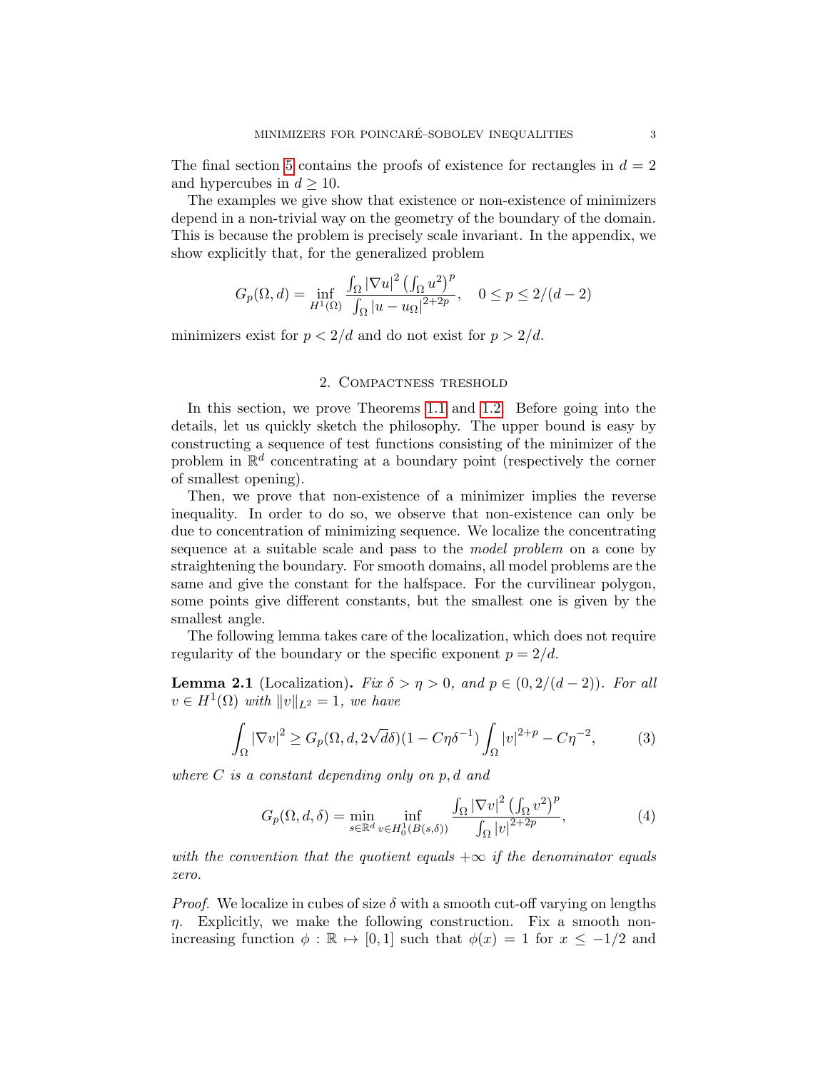The final section 5 contains the proofs of existence for rectangles in $d = 2$ and hypercubes in $d \geq 10$.

The examples we give show that existence or non-existence of minimizers depend in a non-trivial way on the geometry of the boundary of the domain. This is because the problem is precisely scale invariant. In the appendix, we show explicitly that, for the generalized problem

$$G_p(\Omega, d) = \inf_{H^1(\Omega)} \frac{\int_\Omega |\nabla u|^2 \left(\int_\Omega u^2\right)^p}{\int_\Omega |u - u_\Omega|^{2+2p}}, \quad 0 \leq p \leq 2/(d-2)$$

minimizers exist for $p < 2/d$ and do not exist for $p > 2/d$.

## 2. Compactness treshold

In this section, we prove Theorems 1.1 and 1.2. Before going into the details, let us quickly sketch the philosophy. The upper bound is easy by constructing a sequence of test functions consisting of the minimizer of the problem in $\mathbb{R}^d$ concentrating at a boundary point (respectively the corner of smallest opening).

Then, we prove that non-existence of a minimizer implies the reverse inequality. In order to do so, we observe that non-existence can only be due to concentration of minimizing sequence. We localize the concentrating sequence at a suitable scale and pass to the *model problem* on a cone by straightening the boundary. For smooth domains, all model problems are the same and give the constant for the halfspace. For the curvilinear polygon, some points give different constants, but the smallest one is given by the smallest angle.

The following lemma takes care of the localization, which does not require regularity of the boundary or the specific exponent $p = 2/d$.

**Lemma 2.1** (Localization)**.** *Fix $\delta > \eta > 0$, and $p \in (0, 2/(d-2))$. For all $v \in H^1(\Omega)$ with $\|v\|_{L^2} = 1$, we have*

$$\int_\Omega |\nabla v|^2 \geq G_p(\Omega, d, 2\sqrt{d}\delta)(1 - C\eta\delta^{-1}) \int_\Omega |v|^{2+p} - C\eta^{-2}, \tag{3}$$

*where $C$ is a constant depending only on $p, d$ and*

$$G_p(\Omega, d, \delta) = \min_{s \in \mathbb{R}^d} \inf_{v \in H_0^1(B(s,\delta))} \frac{\int_\Omega |\nabla v|^2 \left(\int_\Omega v^2\right)^p}{\int_\Omega |v|^{2+2p}}, \tag{4}$$

*with the convention that the quotient equals $+\infty$ if the denominator equals zero.*

*Proof.* We localize in cubes of size $\delta$ with a smooth cut-off varying on lengths $\eta$. Explicitly, we make the following construction. Fix a smooth non-increasing function $\phi : \mathbb{R} \mapsto [0, 1]$ such that $\phi(x) = 1$ for $x \leq -1/2$ and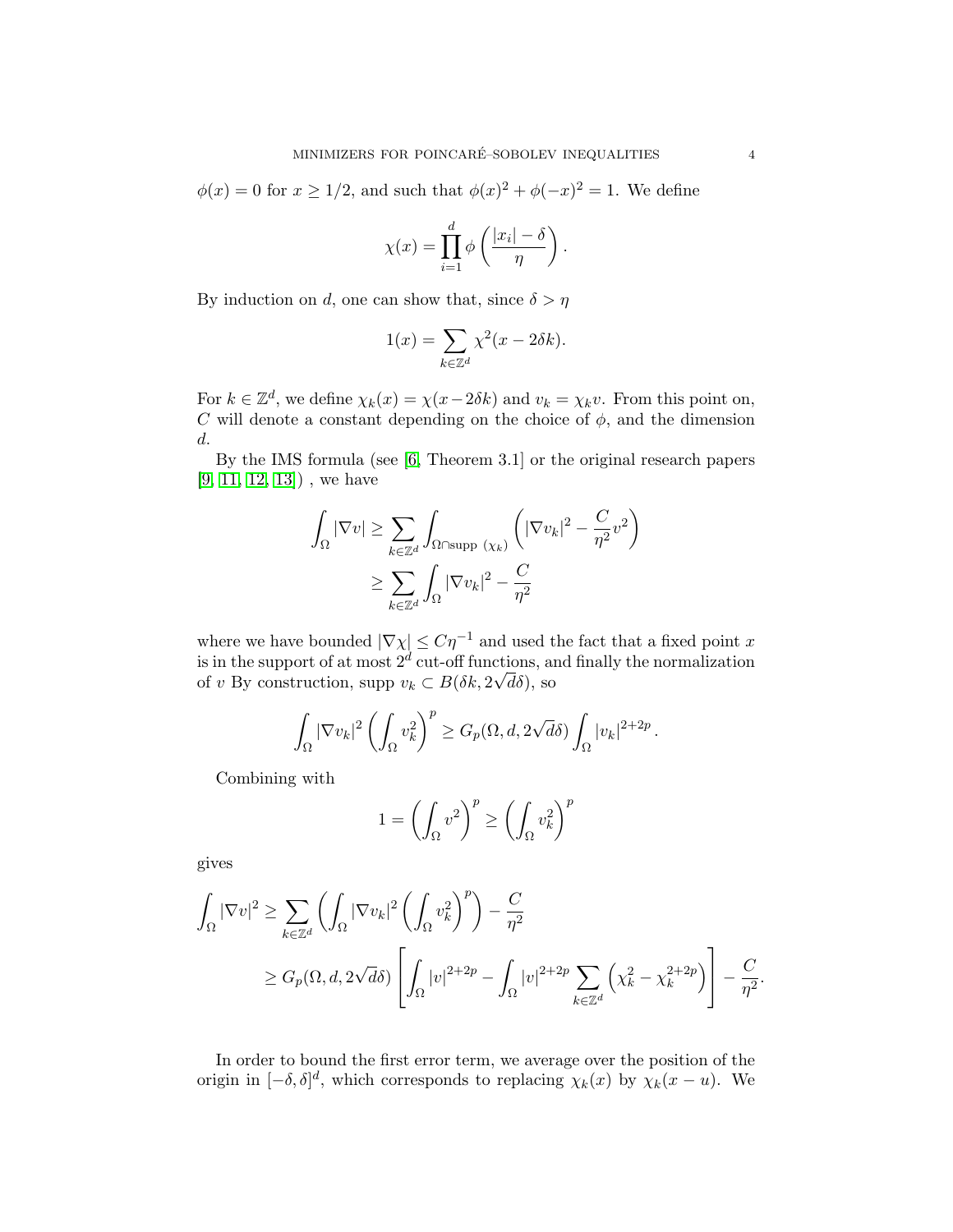$\phi(x) = 0$ for $x \geq 1/2$, and such that $\phi(x)^2 + \phi(-x)^2 = 1$. We define

$$\chi(x) = \prod_{i=1}^{d} \phi\left(\frac{|x_i| - \delta}{\eta}\right).$$

By induction on $d$, one can show that, since $\delta > \eta$

$$1(x) = \sum_{k \in \mathbb{Z}^d} \chi^2(x - 2\delta k).$$

For $k \in \mathbb{Z}^d$, we define $\chi_k(x) = \chi(x - 2\delta k)$ and $v_k = \chi_k v$. From this point on, $C$ will denote a constant depending on the choice of $\phi$, and the dimension $d$.

By the IMS formula (see [6, Theorem 3.1] or the original research papers [9, 11, 12, 13]) , we have

$$\begin{aligned}
\int_\Omega |\nabla v| &\geq \sum_{k \in \mathbb{Z}^d} \int_{\Omega \cap \text{supp } (\chi_k)} \left( |\nabla v_k|^2 - \frac{C}{\eta^2} v^2 \right) \\
&\geq \sum_{k \in \mathbb{Z}^d} \int_\Omega |\nabla v_k|^2 - \frac{C}{\eta^2}
\end{aligned}$$

where we have bounded $|\nabla \chi| \leq C\eta^{-1}$ and used the fact that a fixed point $x$ is in the support of at most $2^d$ cut-off functions, and finally the normalization of $v$ By construction, supp $v_k \subset B(\delta k, 2\sqrt{d}\delta)$, so

$$\int_\Omega |\nabla v_k|^2 \left( \int_\Omega v_k^2 \right)^p \geq G_p(\Omega, d, 2\sqrt{d}\delta) \int_\Omega |v_k|^{2+2p}.$$

Combining with

$$1 = \left( \int_\Omega v^2 \right)^p \geq \left( \int_\Omega v_k^2 \right)^p$$

gives

$$\begin{aligned}
\int_\Omega |\nabla v|^2 &\geq \sum_{k \in \mathbb{Z}^d} \left( \int_\Omega |\nabla v_k|^2 \left( \int_\Omega v_k^2 \right)^p \right) - \frac{C}{\eta^2} \\
&\geq G_p(\Omega, d, 2\sqrt{d}\delta) \left[ \int_\Omega |v|^{2+2p} - \int_\Omega |v|^{2+2p} \sum_{k \in \mathbb{Z}^d} \left( \chi_k^2 - \chi_k^{2+2p} \right) \right] - \frac{C}{\eta^2}.
\end{aligned}$$

In order to bound the first error term, we average over the position of the origin in $[-\delta, \delta]^d$, which corresponds to replacing $\chi_k(x)$ by $\chi_k(x - u)$. We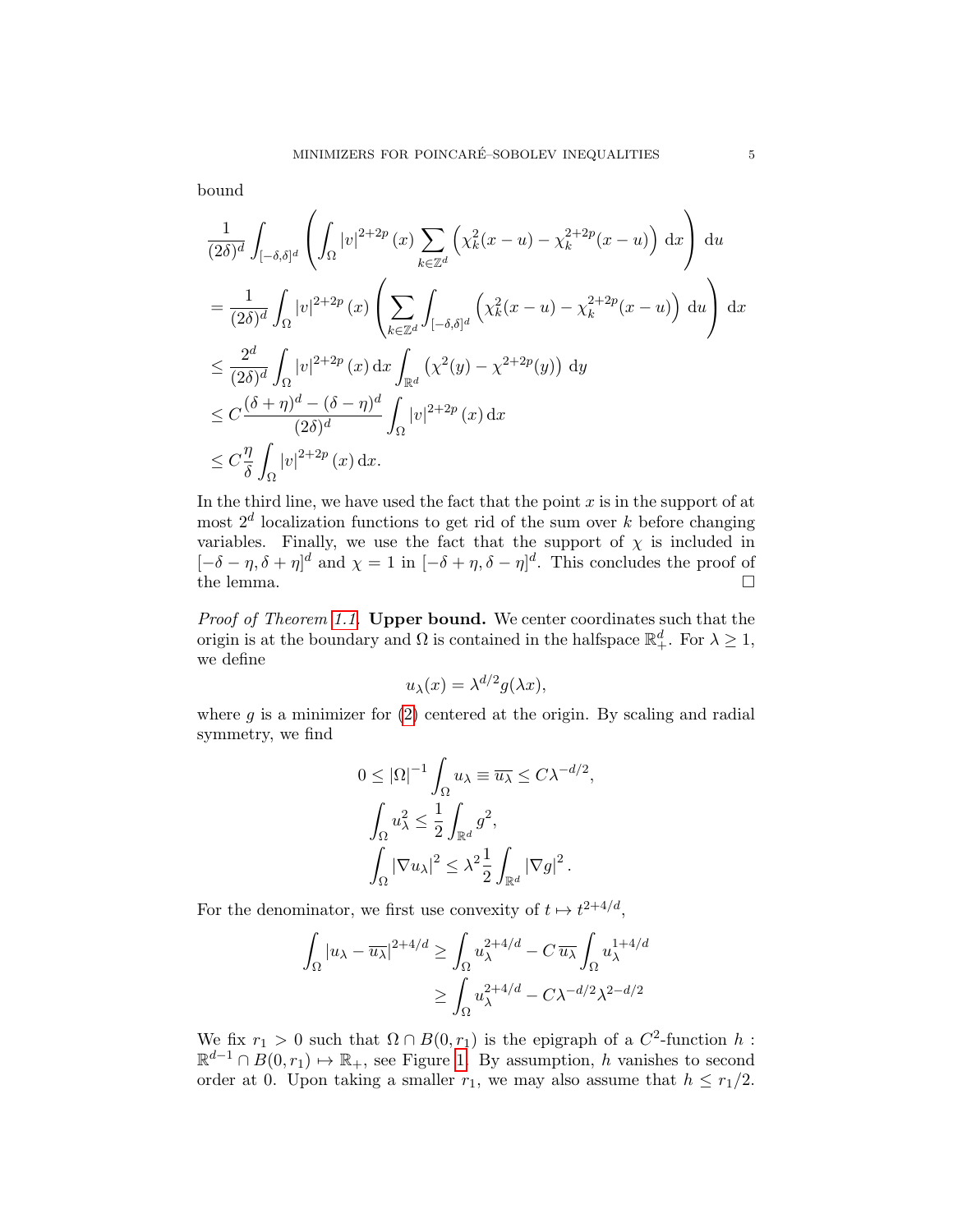bound

$$
\begin{aligned}
&\frac{1}{(2\delta)^d}\int_{[-\delta,\delta]^d}\left(\int_\Omega |v|^{2+2p}(x)\sum_{k\in\mathbb{Z}^d}\left(\chi_k^2(x-u)-\chi_k^{2+2p}(x-u)\right)\,\mathrm{d}x\right)\,\mathrm{d}u\\
&=\frac{1}{(2\delta)^d}\int_\Omega |v|^{2+2p}(x)\left(\sum_{k\in\mathbb{Z}^d}\int_{[-\delta,\delta]^d}\left(\chi_k^2(x-u)-\chi_k^{2+2p}(x-u)\right)\,\mathrm{d}u\right)\,\mathrm{d}x\\
&\le \frac{2^d}{(2\delta)^d}\int_\Omega |v|^{2+2p}(x)\,\mathrm{d}x\int_{\mathbb{R}^d}\left(\chi^2(y)-\chi^{2+2p}(y)\right)\,\mathrm{d}y\\
&\le C\frac{(\delta+\eta)^d-(\delta-\eta)^d}{(2\delta)^d}\int_\Omega |v|^{2+2p}(x)\,\mathrm{d}x\\
&\le C\frac{\eta}{\delta}\int_\Omega |v|^{2+2p}(x)\,\mathrm{d}x.
\end{aligned}
$$

In the third line, we have used the fact that the point $x$ is in the support of at most $2^d$ localization functions to get rid of the sum over $k$ before changing variables. Finally, we use the fact that the support of $\chi$ is included in $[-\delta-\eta,\delta+\eta]^d$ and $\chi=1$ in $[-\delta+\eta,\delta-\eta]^d$. This concludes the proof of the lemma. $\square$

*Proof of Theorem 1.1.* **Upper bound.** We center coordinates such that the origin is at the boundary and $\Omega$ is contained in the halfspace $\mathbb{R}^d_+$. For $\lambda\ge 1$, we define

$$
u_\lambda(x)=\lambda^{d/2}g(\lambda x),
$$

where $g$ is a minimizer for (2) centered at the origin. By scaling and radial symmetry, we find

$$
\begin{aligned}
0\le |\Omega|^{-1}\int_\Omega u_\lambda &\equiv \overline{u_\lambda}\le C\lambda^{-d/2},\\
\int_\Omega u_\lambda^2 &\le \frac{1}{2}\int_{\mathbb{R}^d} g^2,\\
\int_\Omega |\nabla u_\lambda|^2 &\le \lambda^2\frac{1}{2}\int_{\mathbb{R}^d}|\nabla g|^2.
\end{aligned}
$$

For the denominator, we first use convexity of $t\mapsto t^{2+4/d}$,

$$
\begin{aligned}
\int_\Omega |u_\lambda-\overline{u_\lambda}|^{2+4/d} &\ge \int_\Omega u_\lambda^{2+4/d}-C\,\overline{u_\lambda}\int_\Omega u_\lambda^{1+4/d}\\
&\ge \int_\Omega u_\lambda^{2+4/d}-C\lambda^{-d/2}\lambda^{2-d/2}
\end{aligned}
$$

We fix $r_1>0$ such that $\Omega\cap B(0,r_1)$ is the epigraph of a $C^2$-function $h:\mathbb{R}^{d-1}\cap B(0,r_1)\mapsto\mathbb{R}_+$, see Figure 1. By assumption, $h$ vanishes to second order at 0. Upon taking a smaller $r_1$, we may also assume that $h\le r_1/2$.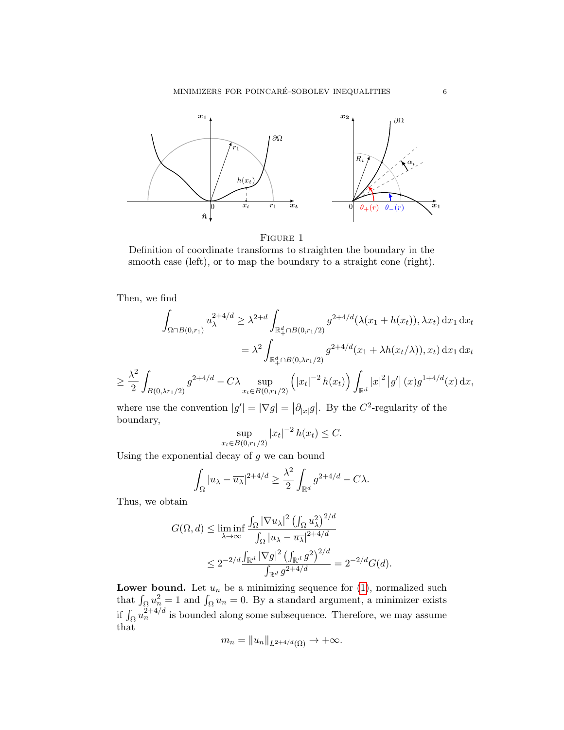FIGURE 1

Definition of coordinate transforms to straighten the boundary in the smooth case (left), or to map the boundary to a straight cone (right).

Then, we find

$$\int_{\Omega\cap B(0,r_1)} u_\lambda^{2+4/d} \geq \lambda^{2+d} \int_{\mathbb{R}^d_+\cap B(0,r_1/2)} g^{2+4/d}(\lambda(x_1+h(x_t)),\lambda x_t)\,\mathrm{d}x_1\,\mathrm{d}x_t$$

$$= \lambda^2 \int_{\mathbb{R}^d_+\cap B(0,\lambda r_1/2)} g^{2+4/d}(x_1+\lambda h(x_t/\lambda)),x_t)\,\mathrm{d}x_1\,\mathrm{d}x_t$$

$$\geq \frac{\lambda^2}{2}\int_{B(0,\lambda r_1/2)} g^{2+4/d} - C\lambda \sup_{x_t\in B(0,r_1/2)} \left(|x_t|^{-2} h(x_t)\right) \int_{\mathbb{R}^d} |x|^2 \left|g'\right|(x) g^{1+4/d}(x)\,\mathrm{d}x,$$

where use the convention $|g'| = |\nabla g| = \left|\partial_{|x|} g\right|$. By the $C^2$-regularity of the boundary,

$$\sup_{x_t\in B(0,r_1/2)} |x_t|^{-2} h(x_t) \leq C.$$

Using the exponential decay of $g$ we can bound

$$\int_\Omega |u_\lambda - \overline{u_\lambda}|^{2+4/d} \geq \frac{\lambda^2}{2}\int_{\mathbb{R}^d} g^{2+4/d} - C\lambda.$$

Thus, we obtain

$$G(\Omega,d) \leq \liminf_{\lambda\to\infty} \frac{\int_\Omega |\nabla u_\lambda|^2 \left(\int_\Omega u_\lambda^2\right)^{2/d}}{\int_\Omega |u_\lambda - \overline{u_\lambda}|^{2+4/d}}$$

$$\leq 2^{-2/d} \frac{\int_{\mathbb{R}^d} |\nabla g|^2 \left(\int_{\mathbb{R}^d} g^2\right)^{2/d}}{\int_{\mathbb{R}^d} g^{2+4/d}} = 2^{-2/d} G(d).$$

**Lower bound.** Let $u_n$ be a minimizing sequence for (1), normalized such that $\int_\Omega u_n^2 = 1$ and $\int_\Omega u_n = 0$. By a standard argument, a minimizer exists if $\int_\Omega u_n^{2+4/d}$ is bounded along some subsequence. Therefore, we may assume that

$$m_n = \|u_n\|_{L^{2+4/d}(\Omega)} \to +\infty.$$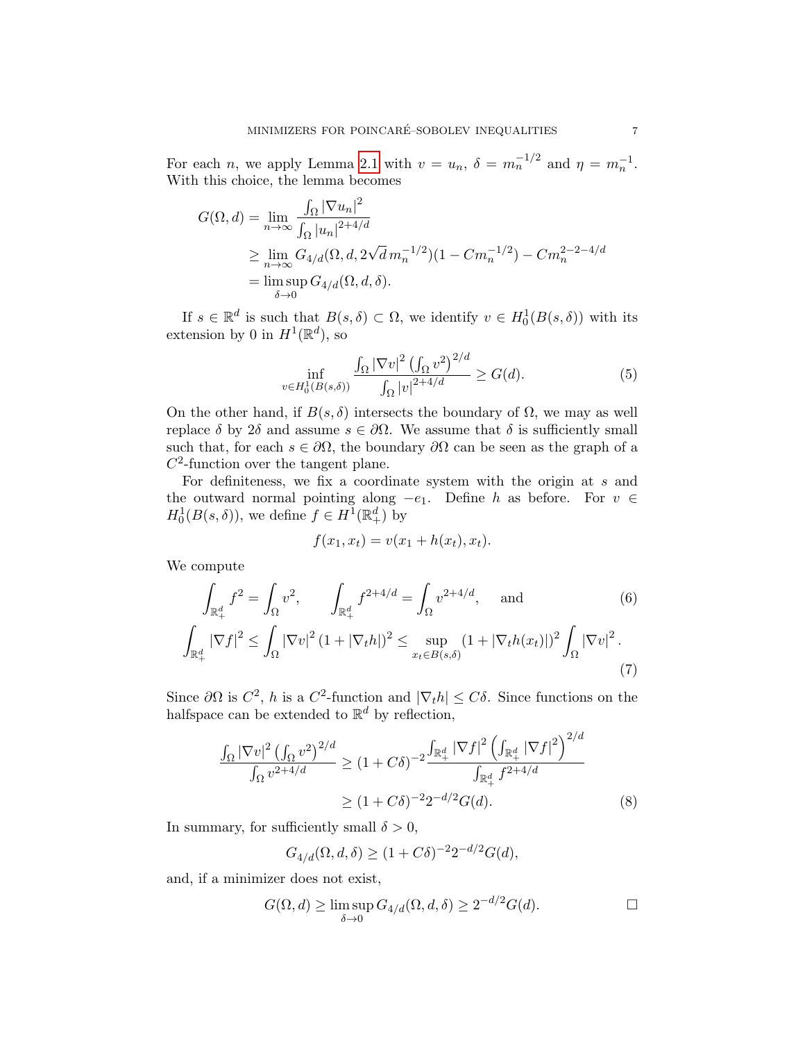For each $n$, we apply Lemma 2.1 with $v = u_n$, $\delta = m_n^{-1/2}$ and $\eta = m_n^{-1}$. With this choice, the lemma becomes

$$
\begin{aligned}
G(\Omega, d) &= \lim_{n\to\infty} \frac{\int_\Omega |\nabla u_n|^2}{\int_\Omega |u_n|^{2+4/d}} \\
&\geq \lim_{n\to\infty} G_{4/d}(\Omega, d, 2\sqrt{d}\, m_n^{-1/2})(1 - Cm_n^{-1/2}) - Cm_n^{2-2-4/d} \\
&= \limsup_{\delta\to 0} G_{4/d}(\Omega, d, \delta).
\end{aligned}
$$

If $s \in \mathbb{R}^d$ is such that $B(s,\delta) \subset \Omega$, we identify $v \in H_0^1(B(s,\delta))$ with its extension by 0 in $H^1(\mathbb{R}^d)$, so

$$
\inf_{v\in H_0^1(B(s,\delta))} \frac{\int_\Omega |\nabla v|^2 \left(\int_\Omega v^2\right)^{2/d}}{\int_\Omega |v|^{2+4/d}} \geq G(d). \tag{5}
$$

On the other hand, if $B(s,\delta)$ intersects the boundary of $\Omega$, we may as well replace $\delta$ by $2\delta$ and assume $s \in \partial\Omega$. We assume that $\delta$ is sufficiently small such that, for each $s \in \partial\Omega$, the boundary $\partial\Omega$ can be seen as the graph of a $C^2$-function over the tangent plane.

For definiteness, we fix a coordinate system with the origin at $s$ and the outward normal pointing along $-e_1$. Define $h$ as before. For $v \in H_0^1(B(s,\delta))$, we define $f \in H^1(\mathbb{R}^d_+)$ by

$$
f(x_1, x_t) = v(x_1 + h(x_t), x_t).
$$

We compute

$$
\int_{\mathbb{R}^d_+} f^2 = \int_\Omega v^2, \qquad \int_{\mathbb{R}^d_+} f^{2+4/d} = \int_\Omega v^{2+4/d}, \quad \text{and} \tag{6}
$$

$$
\int_{\mathbb{R}^d_+} |\nabla f|^2 \leq \int_\Omega |\nabla v|^2 (1 + |\nabla_t h|)^2 \leq \sup_{x_t\in B(s,\delta)} (1 + |\nabla_t h(x_t)|)^2 \int_\Omega |\nabla v|^2 . \tag{7}
$$

Since $\partial\Omega$ is $C^2$, $h$ is a $C^2$-function and $|\nabla_t h| \leq C\delta$. Since functions on the halfspace can be extended to $\mathbb{R}^d$ by reflection,

$$
\begin{aligned}
\frac{\int_\Omega |\nabla v|^2 \left(\int_\Omega v^2\right)^{2/d}}{\int_\Omega v^{2+4/d}} &\geq (1 + C\delta)^{-2} \frac{\int_{\mathbb{R}^d_+} |\nabla f|^2 \left(\int_{\mathbb{R}^d_+} |\nabla f|^2\right)^{2/d}}{\int_{\mathbb{R}^d_+} f^{2+4/d}} \\
&\geq (1 + C\delta)^{-2} 2^{-d/2} G(d).
\end{aligned} \tag{8}
$$

In summary, for sufficiently small $\delta > 0$,

$$
G_{4/d}(\Omega, d, \delta) \geq (1 + C\delta)^{-2} 2^{-d/2} G(d),
$$

and, if a minimizer does not exist,

$$
G(\Omega, d) \geq \limsup_{\delta\to 0} G_{4/d}(\Omega, d, \delta) \geq 2^{-d/2} G(d). \qquad \square
$$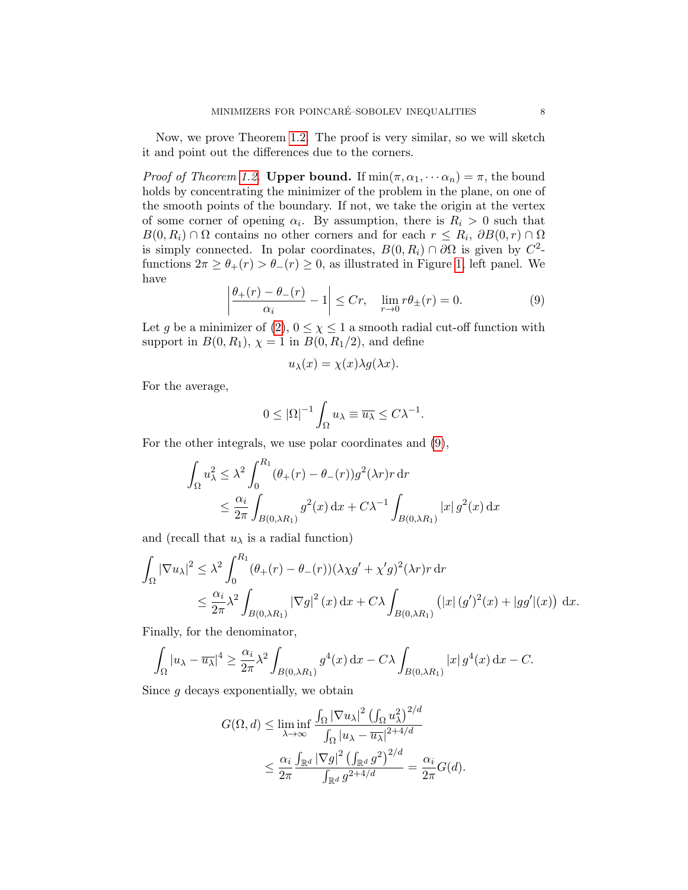Now, we prove Theorem 1.2. The proof is very similar, so we will sketch it and point out the differences due to the corners.

*Proof of Theorem 1.2.* **Upper bound.** If $\min(\pi, \alpha_1, \cdots \alpha_n) = \pi$, the bound holds by concentrating the minimizer of the problem in the plane, on one of the smooth points of the boundary. If not, we take the origin at the vertex of some corner of opening $\alpha_i$. By assumption, there is $R_i > 0$ such that $B(0, R_i) \cap \Omega$ contains no other corners and for each $r \leq R_i$, $\partial B(0, r) \cap \Omega$ is simply connected. In polar coordinates, $B(0, R_i) \cap \partial\Omega$ is given by $C^2$-functions $2\pi \geq \theta_+(r) > \theta_-(r) \geq 0$, as illustrated in Figure 1, left panel. We have

$$\left| \frac{\theta_+(r) - \theta_-(r)}{\alpha_i} - 1 \right| \leq Cr, \quad \lim_{r \to 0} r\theta_\pm(r) = 0. \tag{9}$$

Let $g$ be a minimizer of (2), $0 \leq \chi \leq 1$ a smooth radial cut-off function with support in $B(0, R_1)$, $\chi = 1$ in $B(0, R_1/2)$, and define

$$u_\lambda(x) = \chi(x)\lambda g(\lambda x).$$

For the average,

$$0 \leq |\Omega|^{-1} \int_\Omega u_\lambda \equiv \overline{u_\lambda} \leq C\lambda^{-1}.$$

For the other integrals, we use polar coordinates and (9),

$$\begin{aligned}
\int_\Omega u_\lambda^2 &\leq \lambda^2 \int_0^{R_1} (\theta_+(r) - \theta_-(r)) g^2(\lambda r) r \, \mathrm{d}r \\
&\leq \frac{\alpha_i}{2\pi} \int_{B(0,\lambda R_1)} g^2(x) \, \mathrm{d}x + C\lambda^{-1} \int_{B(0,\lambda R_1)} |x| \, g^2(x) \, \mathrm{d}x
\end{aligned}$$

and (recall that $u_\lambda$ is a radial function)

$$\begin{aligned}
\int_\Omega |\nabla u_\lambda|^2 &\leq \lambda^2 \int_0^{R_1} (\theta_+(r) - \theta_-(r))(\lambda \chi g' + \chi' g)^2(\lambda r) r \, \mathrm{d}r \\
&\leq \frac{\alpha_i}{2\pi} \lambda^2 \int_{B(0,\lambda R_1)} |\nabla g|^2 (x) \, \mathrm{d}x + C\lambda \int_{B(0,\lambda R_1)} \left( |x| \, (g')^2(x) + |gg'|(x) \right) \, \mathrm{d}x.
\end{aligned}$$

Finally, for the denominator,

$$\int_\Omega |u_\lambda - \overline{u_\lambda}|^4 \geq \frac{\alpha_i}{2\pi} \lambda^2 \int_{B(0,\lambda R_1)} g^4(x) \, \mathrm{d}x - C\lambda \int_{B(0,\lambda R_1)} |x| \, g^4(x) \, \mathrm{d}x - C.$$

Since $g$ decays exponentially, we obtain

$$\begin{aligned}
G(\Omega, d) &\leq \liminf_{\lambda \to \infty} \frac{\int_\Omega |\nabla u_\lambda|^2 \left( \int_\Omega u_\lambda^2 \right)^{2/d}}{\int_\Omega |u_\lambda - \overline{u_\lambda}|^{2+4/d}} \\
&\leq \frac{\alpha_i}{2\pi} \frac{\int_{\mathbb{R}^d} |\nabla g|^2 \left( \int_{\mathbb{R}^d} g^2 \right)^{2/d}}{\int_{\mathbb{R}^d} g^{2+4/d}} = \frac{\alpha_i}{2\pi} G(d).
\end{aligned}$$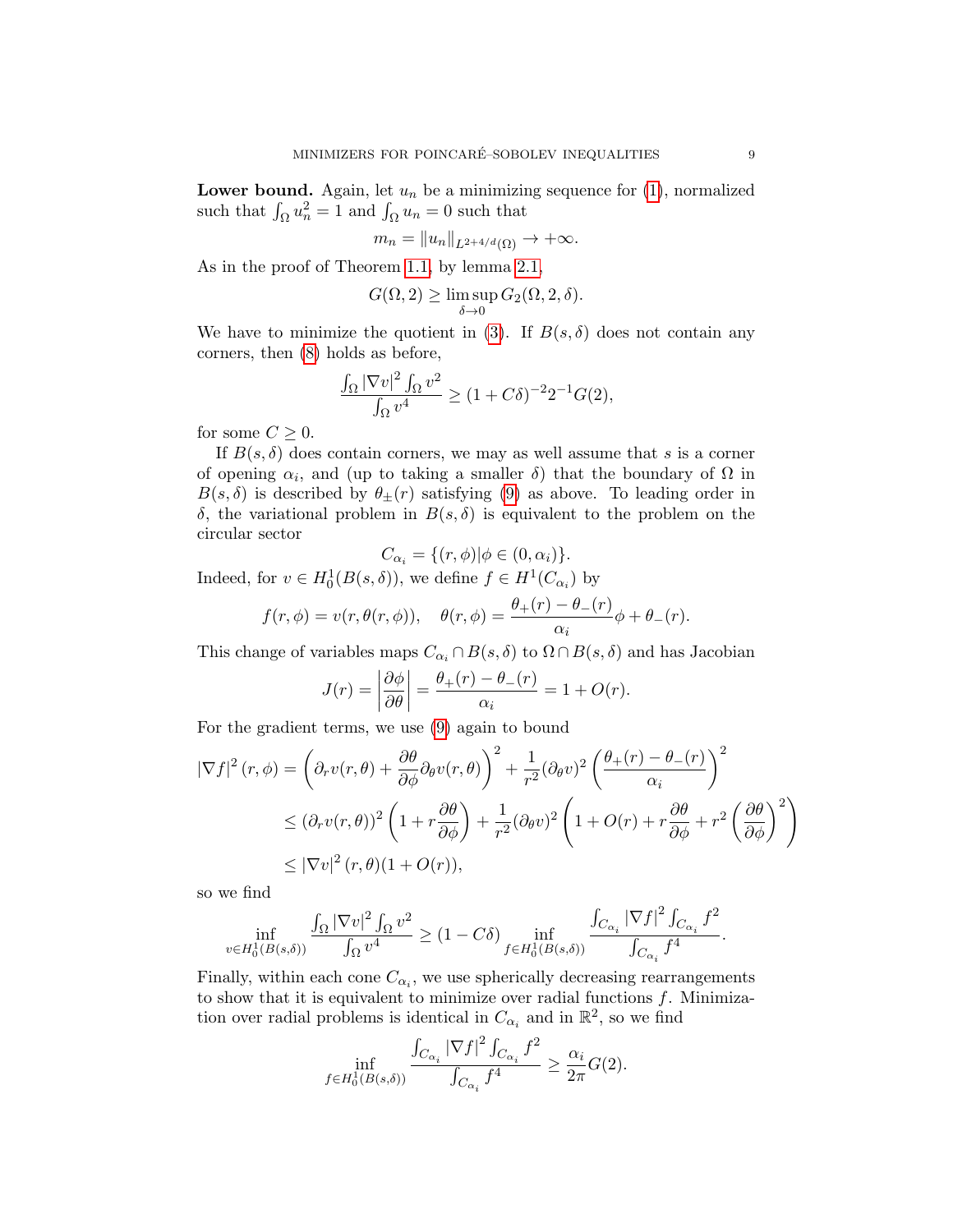**Lower bound.** Again, let $u_n$ be a minimizing sequence for (1), normalized such that $\int_\Omega u_n^2 = 1$ and $\int_\Omega u_n = 0$ such that

$$m_n = \|u_n\|_{L^{2+4/d}(\Omega)} \to +\infty.$$

As in the proof of Theorem 1.1, by lemma 2.1,

$$G(\Omega, 2) \geq \limsup_{\delta \to 0} G_2(\Omega, 2, \delta).$$

We have to minimize the quotient in (3). If $B(s, \delta)$ does not contain any corners, then (8) holds as before,

$$\frac{\int_\Omega |\nabla v|^2 \int_\Omega v^2}{\int_\Omega v^4} \geq (1 + C\delta)^{-2} 2^{-1} G(2),$$

for some $C \geq 0$.

If $B(s, \delta)$ does contain corners, we may as well assume that $s$ is a corner of opening $\alpha_i$, and (up to taking a smaller $\delta$) that the boundary of $\Omega$ in $B(s, \delta)$ is described by $\theta_\pm(r)$ satisfying (9) as above. To leading order in $\delta$, the variational problem in $B(s, \delta)$ is equivalent to the problem on the circular sector

$$C_{\alpha_i} = \{(r, \phi) | \phi \in (0, \alpha_i)\}.$$

Indeed, for $v \in H_0^1(B(s, \delta))$, we define $f \in H^1(C_{\alpha_i})$ by

$$f(r, \phi) = v(r, \theta(r, \phi)), \quad \theta(r, \phi) = \frac{\theta_+(r) - \theta_-(r)}{\alpha_i} \phi + \theta_-(r).$$

This change of variables maps $C_{\alpha_i} \cap B(s, \delta)$ to $\Omega \cap B(s, \delta)$ and has Jacobian

$$J(r) = \left| \frac{\partial \phi}{\partial \theta} \right| = \frac{\theta_+(r) - \theta_-(r)}{\alpha_i} = 1 + O(r).$$

For the gradient terms, we use (9) again to bound

$$\begin{aligned}
|\nabla f|^2 (r, \phi) &= \left( \partial_r v(r, \theta) + \frac{\partial \theta}{\partial \phi} \partial_\theta v(r, \theta) \right)^2 + \frac{1}{r^2} (\partial_\theta v)^2 \left( \frac{\theta_+(r) - \theta_-(r)}{\alpha_i} \right)^2 \\
&\leq (\partial_r v(r, \theta))^2 \left( 1 + r \frac{\partial \theta}{\partial \phi} \right) + \frac{1}{r^2} (\partial_\theta v)^2 \left( 1 + O(r) + r \frac{\partial \theta}{\partial \phi} + r^2 \left( \frac{\partial \theta}{\partial \phi} \right)^2 \right) \\
&\leq |\nabla v|^2 (r, \theta)(1 + O(r)),
\end{aligned}$$

so we find

$$\inf_{v \in H_0^1(B(s,\delta))} \frac{\int_\Omega |\nabla v|^2 \int_\Omega v^2}{\int_\Omega v^4} \geq (1 - C\delta) \inf_{f \in H_0^1(B(s,\delta))} \frac{\int_{C_{\alpha_i}} |\nabla f|^2 \int_{C_{\alpha_i}} f^2}{\int_{C_{\alpha_i}} f^4}.$$

Finally, within each cone $C_{\alpha_i}$, we use spherically decreasing rearrangements to show that it is equivalent to minimize over radial functions $f$. Minimization over radial problems is identical in $C_{\alpha_i}$ and in $\mathbb{R}^2$, so we find

$$\inf_{f \in H_0^1(B(s,\delta))} \frac{\int_{C_{\alpha_i}} |\nabla f|^2 \int_{C_{\alpha_i}} f^2}{\int_{C_{\alpha_i}} f^4} \geq \frac{\alpha_i}{2\pi} G(2).$$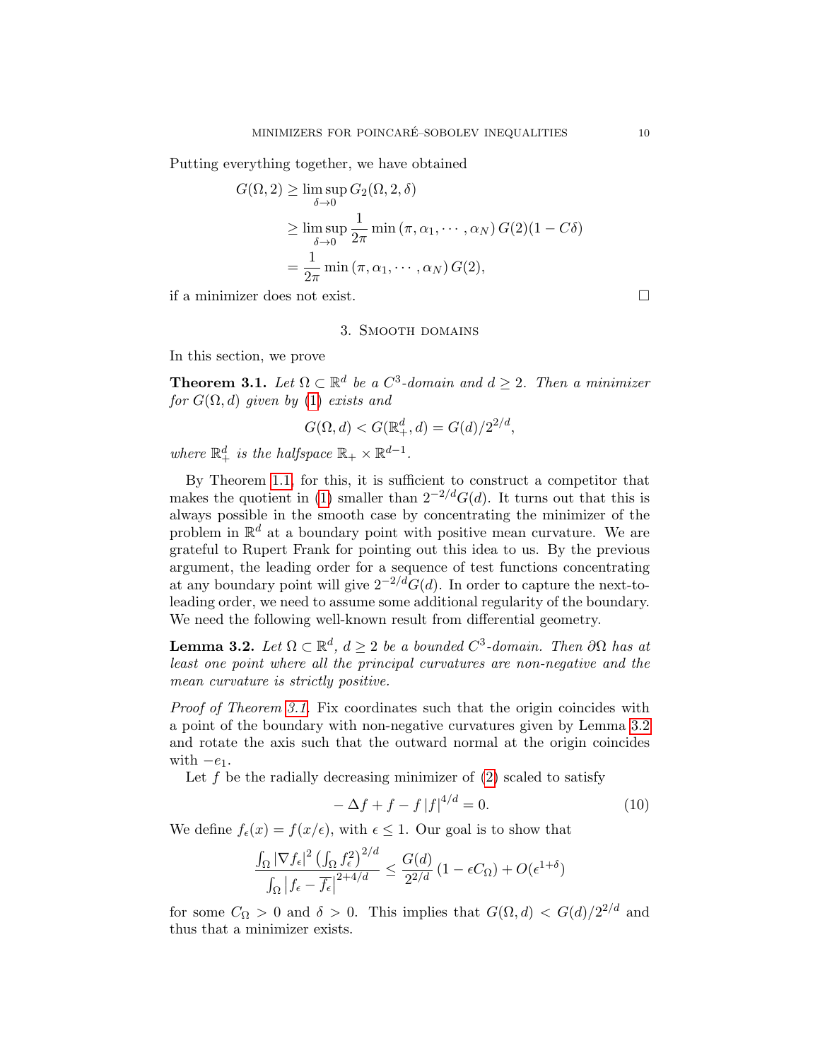Putting everything together, we have obtained

$$
\begin{aligned}
G(\Omega,2) &\geq \limsup_{\delta\to 0} G_2(\Omega,2,\delta)\\
&\geq \limsup_{\delta\to 0} \frac{1}{2\pi}\min\left(\pi,\alpha_1,\cdots,\alpha_N\right)G(2)(1-C\delta)\\
&= \frac{1}{2\pi}\min\left(\pi,\alpha_1,\cdots,\alpha_N\right)G(2),
\end{aligned}
$$

if a minimizer does not exist. □

## 3. Smooth domains

In this section, we prove

**Theorem 3.1.** *Let $\Omega \subset \mathbb{R}^d$ be a $C^3$-domain and $d \geq 2$. Then a minimizer for $G(\Omega, d)$ given by (1) exists and*

$$
G(\Omega,d) < G(\mathbb{R}^d_+,d) = G(d)/2^{2/d},
$$

*where $\mathbb{R}^d_+$ is the halfspace $\mathbb{R}_+ \times \mathbb{R}^{d-1}$.*

By Theorem 1.1, for this, it is sufficient to construct a competitor that makes the quotient in (1) smaller than $2^{-2/d}G(d)$. It turns out that this is always possible in the smooth case by concentrating the minimizer of the problem in $\mathbb{R}^d$ at a boundary point with positive mean curvature. We are grateful to Rupert Frank for pointing out this idea to us. By the previous argument, the leading order for a sequence of test functions concentrating at any boundary point will give $2^{-2/d}G(d)$. In order to capture the next-to-leading order, we need to assume some additional regularity of the boundary. We need the following well-known result from differential geometry.

**Lemma 3.2.** *Let $\Omega \subset \mathbb{R}^d$, $d \geq 2$ be a bounded $C^3$-domain. Then $\partial\Omega$ has at least one point where all the principal curvatures are non-negative and the mean curvature is strictly positive.*

*Proof of Theorem 3.1.* Fix coordinates such that the origin coincides with a point of the boundary with non-negative curvatures given by Lemma 3.2 and rotate the axis such that the outward normal at the origin coincides with $-e_1$.

Let $f$ be the radially decreasing minimizer of (2) scaled to satisfy

$$
-\Delta f + f - f\,|f|^{4/d} = 0. \tag{10}
$$

We define $f_\epsilon(x) = f(x/\epsilon)$, with $\epsilon \leq 1$. Our goal is to show that

$$
\frac{\int_\Omega |\nabla f_\epsilon|^2 \left(\int_\Omega f_\epsilon^2\right)^{2/d}}{\int_\Omega \left|f_\epsilon - \overline{f_\epsilon}\right|^{2+4/d}} \leq \frac{G(d)}{2^{2/d}}\left(1-\epsilon C_\Omega\right) + O(\epsilon^{1+\delta})
$$

for some $C_\Omega > 0$ and $\delta > 0$. This implies that $G(\Omega,d) < G(d)/2^{2/d}$ and thus that a minimizer exists.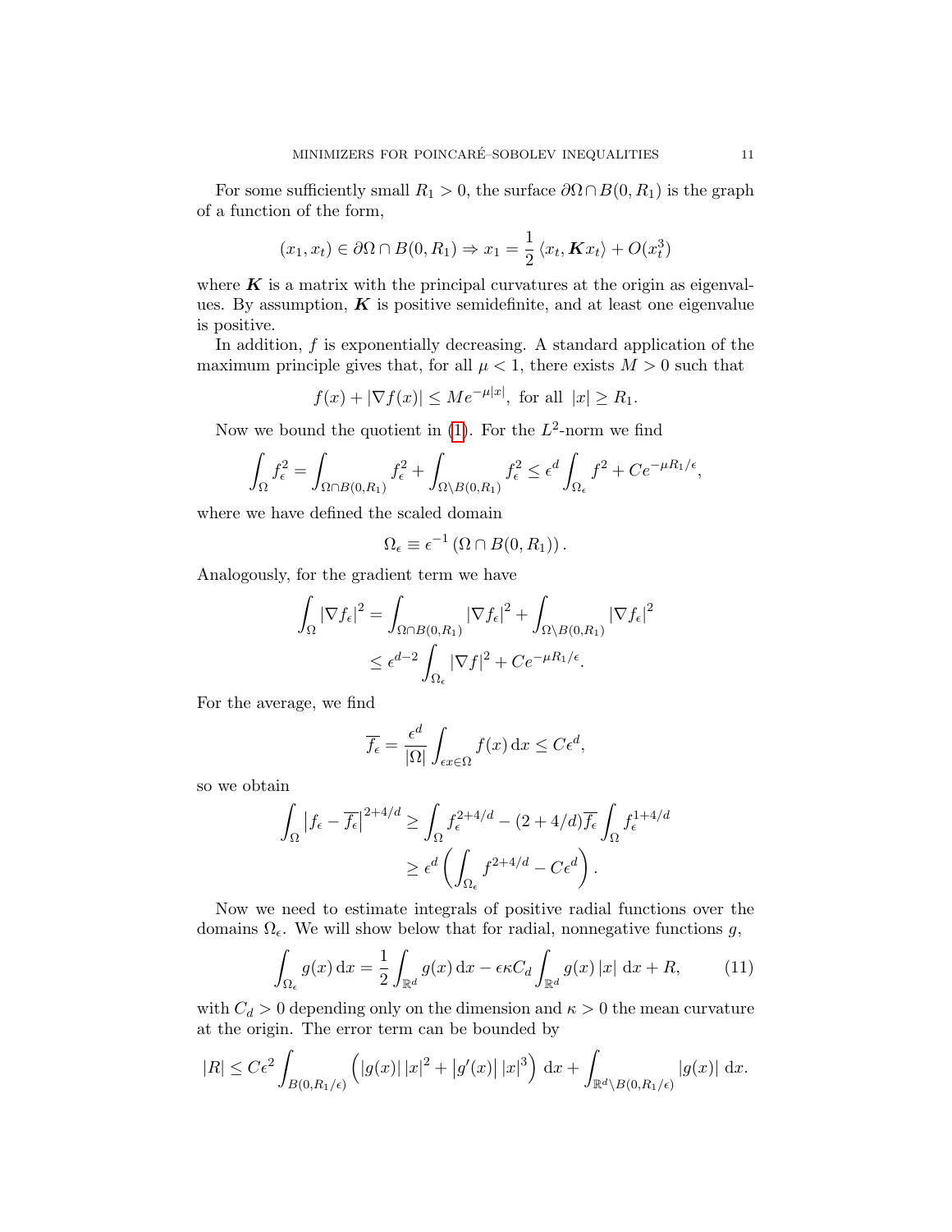For some sufficiently small $R_1 > 0$, the surface $\partial\Omega \cap B(0, R_1)$ is the graph of a function of the form,

$$(x_1, x_t) \in \partial\Omega \cap B(0, R_1) \Rightarrow x_1 = \frac{1}{2} \langle x_t, \boldsymbol{K} x_t \rangle + O(x_t^3)$$

where $\boldsymbol{K}$ is a matrix with the principal curvatures at the origin as eigenvalues. By assumption, $\boldsymbol{K}$ is positive semidefinite, and at least one eigenvalue is positive.

In addition, $f$ is exponentially decreasing. A standard application of the maximum principle gives that, for all $\mu < 1$, there exists $M > 0$ such that

$$f(x) + |\nabla f(x)| \leq M e^{-\mu |x|}, \text{ for all } |x| \geq R_1.$$

Now we bound the quotient in (1). For the $L^2$-norm we find

$$\int_\Omega f_\epsilon^2 = \int_{\Omega \cap B(0,R_1)} f_\epsilon^2 + \int_{\Omega \setminus B(0,R_1)} f_\epsilon^2 \leq \epsilon^d \int_{\Omega_\epsilon} f^2 + C e^{-\mu R_1/\epsilon},$$

where we have defined the scaled domain

$$\Omega_\epsilon \equiv \epsilon^{-1} \left( \Omega \cap B(0, R_1) \right).$$

Analogously, for the gradient term we have

$$\begin{aligned}
\int_\Omega |\nabla f_\epsilon|^2 &= \int_{\Omega \cap B(0,R_1)} |\nabla f_\epsilon|^2 + \int_{\Omega \setminus B(0,R_1)} |\nabla f_\epsilon|^2 \\
&\leq \epsilon^{d-2} \int_{\Omega_\epsilon} |\nabla f|^2 + C e^{-\mu R_1/\epsilon}.
\end{aligned}$$

For the average, we find

$$\overline{f_\epsilon} = \frac{\epsilon^d}{|\Omega|} \int_{\epsilon x \in \Omega} f(x) \, \mathrm{d}x \leq C \epsilon^d,$$

so we obtain

$$\begin{aligned}
\int_\Omega \left| f_\epsilon - \overline{f_\epsilon} \right|^{2+4/d} &\geq \int_\Omega f_\epsilon^{2+4/d} - (2 + 4/d) \overline{f_\epsilon} \int_\Omega f_\epsilon^{1+4/d} \\
&\geq \epsilon^d \left( \int_{\Omega_\epsilon} f^{2+4/d} - C \epsilon^d \right).
\end{aligned}$$

Now we need to estimate integrals of positive radial functions over the domains $\Omega_\epsilon$. We will show below that for radial, nonnegative functions $g$,

$$\int_{\Omega_\epsilon} g(x) \, \mathrm{d}x = \frac{1}{2} \int_{\mathbb{R}^d} g(x) \, \mathrm{d}x - \epsilon \kappa C_d \int_{\mathbb{R}^d} g(x) \, |x| \, \mathrm{d}x + R, \tag{11}$$

with $C_d > 0$ depending only on the dimension and $\kappa > 0$ the mean curvature at the origin. The error term can be bounded by

$$|R| \leq C \epsilon^2 \int_{B(0,R_1/\epsilon)} \left( |g(x)| \, |x|^2 + |g'(x)| \, |x|^3 \right) \, \mathrm{d}x + \int_{\mathbb{R}^d \setminus B(0,R_1/\epsilon)} |g(x)| \, \mathrm{d}x.$$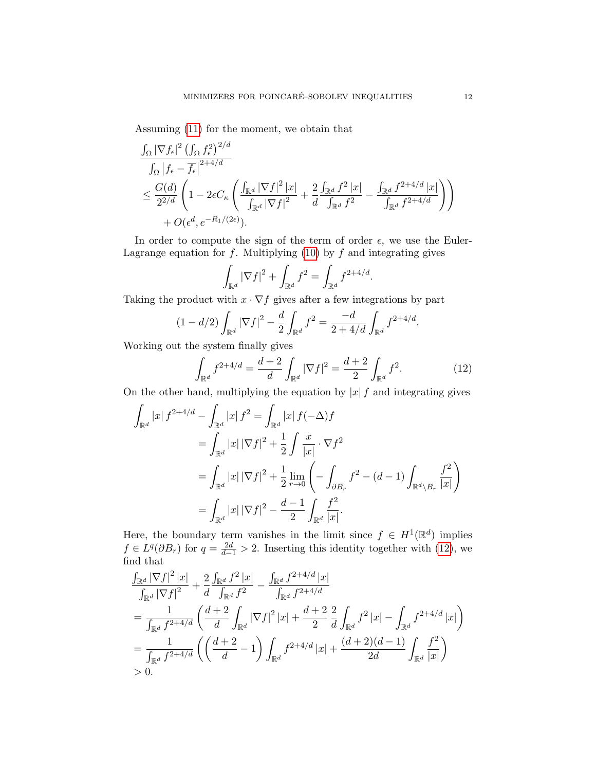Assuming (11) for the moment, we obtain that

$$
\begin{aligned}
&\frac{\int_\Omega |\nabla f_\epsilon|^2 \left(\int_\Omega f_\epsilon^2\right)^{2/d}}{\int_\Omega \left|f_\epsilon - \overline{f_\epsilon}\right|^{2+4/d}} \\
&\leq \frac{G(d)}{2^{2/d}} \left(1 - 2\epsilon C_\kappa \left(\frac{\int_{\mathbb{R}^d} |\nabla f|^2 |x|}{\int_{\mathbb{R}^d} |\nabla f|^2} + \frac{2}{d} \frac{\int_{\mathbb{R}^d} f^2 |x|}{\int_{\mathbb{R}^d} f^2} - \frac{\int_{\mathbb{R}^d} f^{2+4/d} |x|}{\int_{\mathbb{R}^d} f^{2+4/d}}\right)\right) \\
&\quad + O(\epsilon^d, e^{-R_1/(2\epsilon)}).
\end{aligned}
$$

In order to compute the sign of the term of order $\epsilon$, we use the Euler-Lagrange equation for $f$. Multiplying (10) by $f$ and integrating gives

$$
\int_{\mathbb{R}^d} |\nabla f|^2 + \int_{\mathbb{R}^d} f^2 = \int_{\mathbb{R}^d} f^{2+4/d}.
$$

Taking the product with $x \cdot \nabla f$ gives after a few integrations by part

$$
(1 - d/2) \int_{\mathbb{R}^d} |\nabla f|^2 - \frac{d}{2} \int_{\mathbb{R}^d} f^2 = \frac{-d}{2+4/d} \int_{\mathbb{R}^d} f^{2+4/d}.
$$

Working out the system finally gives

$$
\int_{\mathbb{R}^d} f^{2+4/d} = \frac{d+2}{d} \int_{\mathbb{R}^d} |\nabla f|^2 = \frac{d+2}{2} \int_{\mathbb{R}^d} f^2. \tag{12}
$$

On the other hand, multiplying the equation by $|x|\, f$ and integrating gives

$$
\begin{aligned}
\int_{\mathbb{R}^d} |x|\, f^{2+4/d} - \int_{\mathbb{R}^d} |x|\, f^2 &= \int_{\mathbb{R}^d} |x|\, f(-\Delta) f \\
&= \int_{\mathbb{R}^d} |x|\, |\nabla f|^2 + \frac{1}{2} \int \frac{x}{|x|} \cdot \nabla f^2 \\
&= \int_{\mathbb{R}^d} |x|\, |\nabla f|^2 + \frac{1}{2} \lim_{r \to 0} \left(-\int_{\partial B_r} f^2 - (d-1) \int_{\mathbb{R}^d \setminus B_r} \frac{f^2}{|x|}\right) \\
&= \int_{\mathbb{R}^d} |x|\, |\nabla f|^2 - \frac{d-1}{2} \int_{\mathbb{R}^d} \frac{f^2}{|x|}.
\end{aligned}
$$

Here, the boundary term vanishes in the limit since $f \in H^1(\mathbb{R}^d)$ implies $f \in L^q(\partial B_r)$ for $q = \frac{2d}{d-1} > 2$. Inserting this identity together with (12), we find that

$$
\begin{aligned}
&\frac{\int_{\mathbb{R}^d} |\nabla f|^2 |x|}{\int_{\mathbb{R}^d} |\nabla f|^2} + \frac{2}{d} \frac{\int_{\mathbb{R}^d} f^2 |x|}{\int_{\mathbb{R}^d} f^2} - \frac{\int_{\mathbb{R}^d} f^{2+4/d} |x|}{\int_{\mathbb{R}^d} f^{2+4/d}} \\
&= \frac{1}{\int_{\mathbb{R}^d} f^{2+4/d}} \left(\frac{d+2}{d} \int_{\mathbb{R}^d} |\nabla f|^2 |x| + \frac{d+2}{2} \frac{2}{d} \int_{\mathbb{R}^d} f^2 |x| - \int_{\mathbb{R}^d} f^{2+4/d} |x|\right) \\
&= \frac{1}{\int_{\mathbb{R}^d} f^{2+4/d}} \left(\left(\frac{d+2}{d} - 1\right) \int_{\mathbb{R}^d} f^{2+4/d} |x| + \frac{(d+2)(d-1)}{2d} \int_{\mathbb{R}^d} \frac{f^2}{|x|}\right) \\
&> 0.
\end{aligned}
$$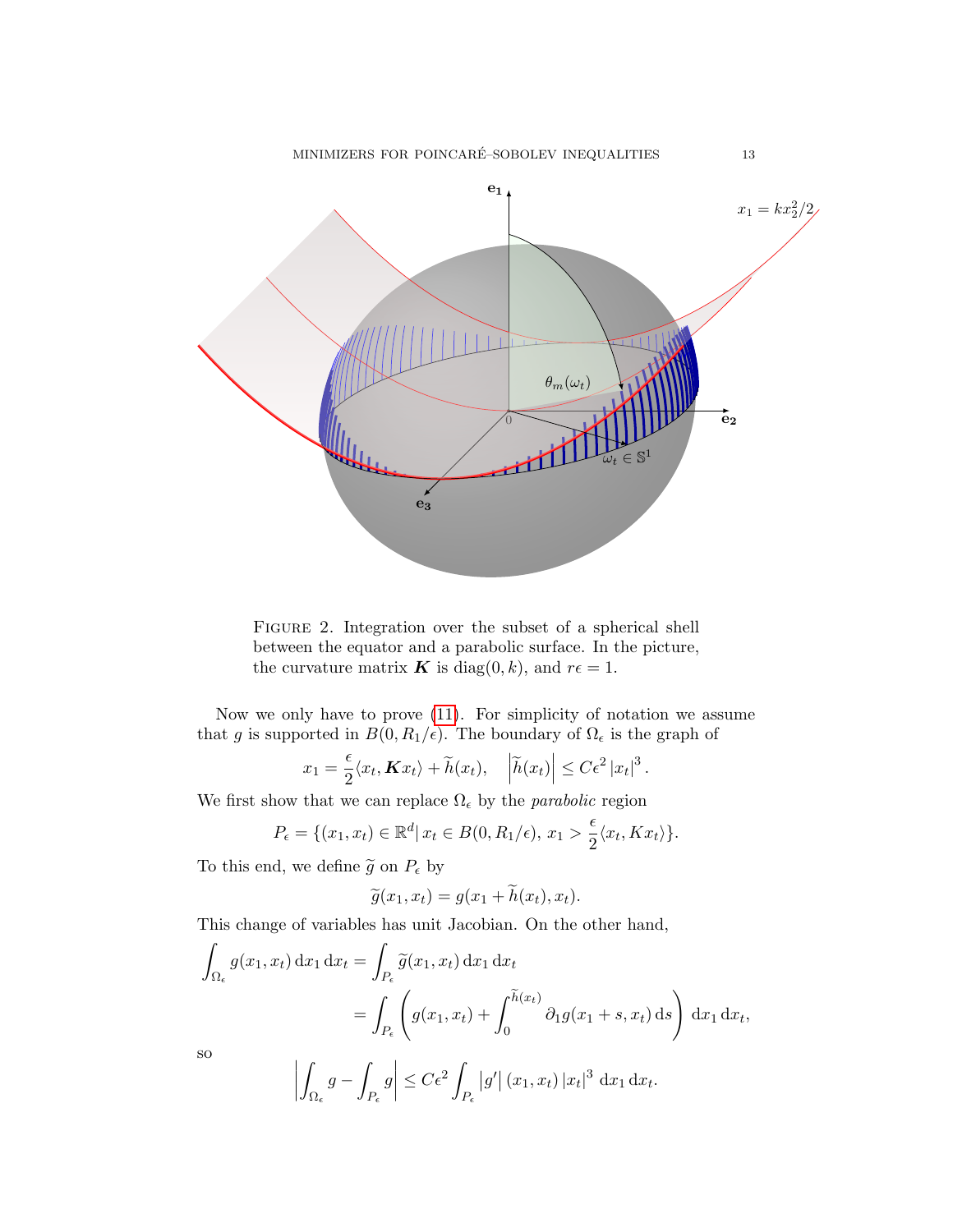FIGURE 2. Integration over the subset of a spherical shell between the equator and a parabolic surface. In the picture, the curvature matrix $\boldsymbol{K}$ is $\operatorname{diag}(0, k)$, and $r\epsilon = 1$.

Now we only have to prove (11). For simplicity of notation we assume that $g$ is supported in $B(0, R_1/\epsilon)$. The boundary of $\Omega_\epsilon$ is the graph of

$$x_1 = \frac{\epsilon}{2}\langle x_t, \boldsymbol{K} x_t\rangle + \widetilde{h}(x_t), \quad \left|\widetilde{h}(x_t)\right| \leq C\epsilon^2 \left|x_t\right|^3.$$

We first show that we can replace $\Omega_\epsilon$ by the *parabolic* region

$$P_\epsilon = \{(x_1, x_t) \in \mathbb{R}^d \,|\, x_t \in B(0, R_1/\epsilon),\, x_1 > \frac{\epsilon}{2}\langle x_t, K x_t\rangle\}.$$

To this end, we define $\widetilde{g}$ on $P_\epsilon$ by

$$\widetilde{g}(x_1, x_t) = g(x_1 + \widetilde{h}(x_t), x_t).$$

This change of variables has unit Jacobian. On the other hand,

$$\begin{aligned}
\int_{\Omega_\epsilon} g(x_1, x_t)\, \mathrm{d}x_1\, \mathrm{d}x_t &= \int_{P_\epsilon} \widetilde{g}(x_1, x_t)\, \mathrm{d}x_1\, \mathrm{d}x_t \\
&= \int_{P_\epsilon} \left( g(x_1, x_t) + \int_0^{\widetilde{h}(x_t)} \partial_1 g(x_1 + s, x_t)\, \mathrm{d}s \right) \mathrm{d}x_1\, \mathrm{d}x_t,
\end{aligned}$$

so

$$\left| \int_{\Omega_\epsilon} g - \int_{P_\epsilon} g \right| \leq C\epsilon^2 \int_{P_\epsilon} \left|g'\right|(x_1, x_t) \left|x_t\right|^3 \, \mathrm{d}x_1\, \mathrm{d}x_t.$$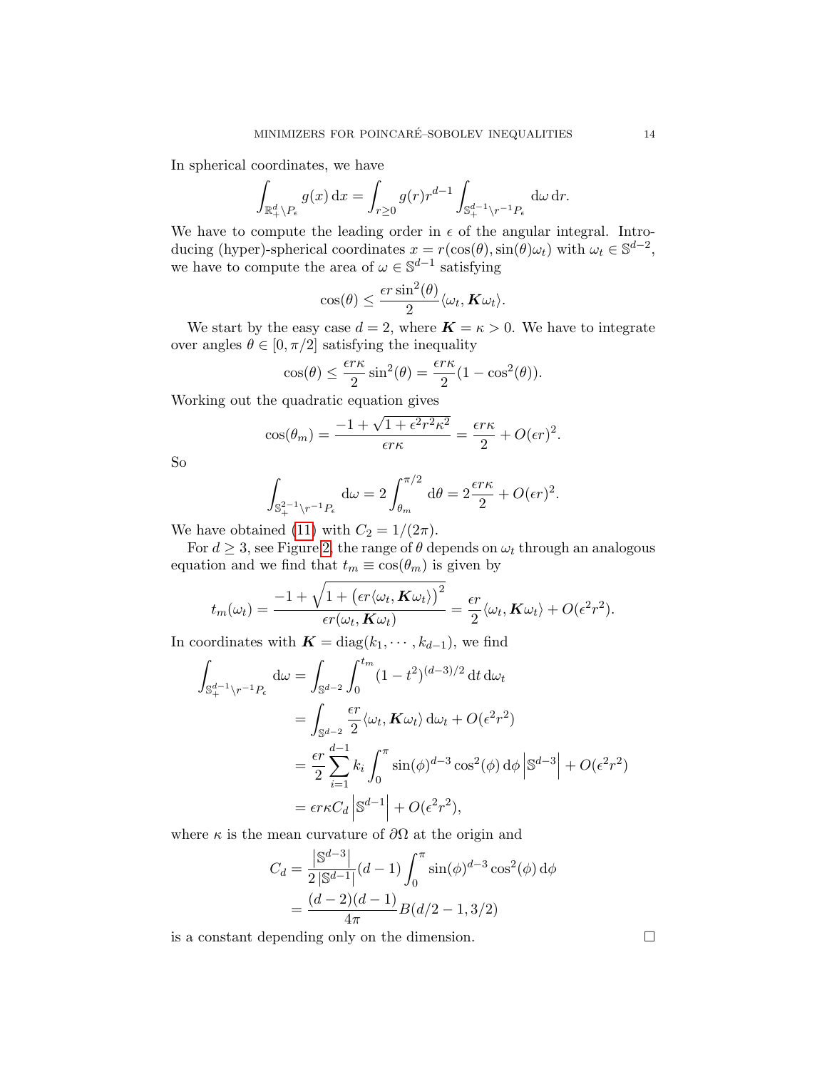In spherical coordinates, we have

$$\int_{\mathbb{R}^d_+ \setminus P_\epsilon} g(x)\,\mathrm{d}x = \int_{r\geq 0} g(r) r^{d-1} \int_{\mathbb{S}^{d-1}_+ \setminus r^{-1}P_\epsilon} \mathrm{d}\omega\,\mathrm{d}r.$$

We have to compute the leading order in $\epsilon$ of the angular integral. Introducing (hyper)-spherical coordinates $x = r(\cos(\theta), \sin(\theta)\omega_t)$ with $\omega_t \in \mathbb{S}^{d-2}$, we have to compute the area of $\omega \in \mathbb{S}^{d-1}$ satisfying

$$\cos(\theta) \leq \frac{\epsilon r \sin^2(\theta)}{2} \langle \omega_t, \boldsymbol{K}\omega_t\rangle.$$

We start by the easy case $d = 2$, where $\boldsymbol{K} = \kappa > 0$. We have to integrate over angles $\theta \in [0, \pi/2]$ satisfying the inequality

$$\cos(\theta) \leq \frac{\epsilon r \kappa}{2} \sin^2(\theta) = \frac{\epsilon r \kappa}{2}(1 - \cos^2(\theta)).$$

Working out the quadratic equation gives

$$\cos(\theta_m) = \frac{-1 + \sqrt{1 + \epsilon^2 r^2 \kappa^2}}{\epsilon r \kappa} = \frac{\epsilon r \kappa}{2} + O(\epsilon r)^2.$$

So

$$\int_{\mathbb{S}^{2-1}_+ \setminus r^{-1}P_\epsilon} \mathrm{d}\omega = 2\int_{\theta_m}^{\pi/2} \mathrm{d}\theta = 2\frac{\epsilon r \kappa}{2} + O(\epsilon r)^2.$$

We have obtained (11) with $C_2 = 1/(2\pi)$.

For $d \geq 3$, see Figure 2, the range of $\theta$ depends on $\omega_t$ through an analogous equation and we find that $t_m \equiv \cos(\theta_m)$ is given by

$$t_m(\omega_t) = \frac{-1 + \sqrt{1 + \left(\epsilon r \langle \omega_t, \boldsymbol{K}\omega_t\rangle\right)^2}}{\epsilon r \langle \omega_t, \boldsymbol{K}\omega_t\rangle} = \frac{\epsilon r}{2}\langle \omega_t, \boldsymbol{K}\omega_t\rangle + O(\epsilon^2 r^2).$$

In coordinates with $\boldsymbol{K} = \mathrm{diag}(k_1, \cdots, k_{d-1})$, we find

$$\begin{aligned}
\int_{\mathbb{S}^{d-1}_+ \setminus r^{-1}P_\epsilon} \mathrm{d}\omega &= \int_{\mathbb{S}^{d-2}} \int_0^{t_m} (1 - t^2)^{(d-3)/2}\,\mathrm{d}t\,\mathrm{d}\omega_t \\
&= \int_{\mathbb{S}^{d-2}} \frac{\epsilon r}{2} \langle \omega_t, \boldsymbol{K}\omega_t\rangle\,\mathrm{d}\omega_t + O(\epsilon^2 r^2) \\
&= \frac{\epsilon r}{2} \sum_{i=1}^{d-1} k_i \int_0^\pi \sin(\phi)^{d-3}\cos^2(\phi)\,\mathrm{d}\phi \left|\mathbb{S}^{d-3}\right| + O(\epsilon^2 r^2) \\
&= \epsilon r \kappa C_d \left|\mathbb{S}^{d-1}\right| + O(\epsilon^2 r^2),
\end{aligned}$$

where $\kappa$ is the mean curvature of $\partial\Omega$ at the origin and

$$\begin{aligned}
C_d &= \frac{\left|\mathbb{S}^{d-3}\right|}{2\left|\mathbb{S}^{d-1}\right|}(d-1)\int_0^\pi \sin(\phi)^{d-3}\cos^2(\phi)\,\mathrm{d}\phi \\
&= \frac{(d-2)(d-1)}{4\pi} B(d/2 - 1, 3/2)
\end{aligned}$$

is a constant depending only on the dimension. $\square$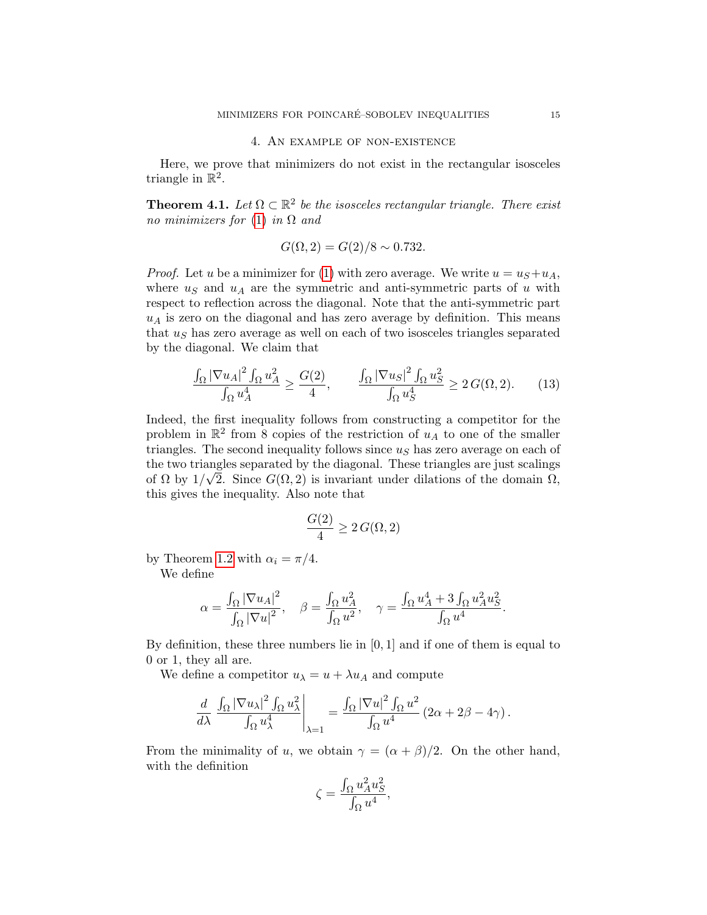## 4. An example of non-existence

Here, we prove that minimizers do not exist in the rectangular isosceles triangle in $\mathbb{R}^2$.

**Theorem 4.1.** *Let $\Omega \subset \mathbb{R}^2$ be the isosceles rectangular triangle. There exist no minimizers for* (1) *in $\Omega$ and*

$$G(\Omega, 2) = G(2)/8 \sim 0.732.$$

*Proof.* Let $u$ be a minimizer for (1) with zero average. We write $u = u_S + u_A$, where $u_S$ and $u_A$ are the symmetric and anti-symmetric parts of $u$ with respect to reflection across the diagonal. Note that the anti-symmetric part $u_A$ is zero on the diagonal and has zero average by definition. This means that $u_S$ has zero average as well on each of two isosceles triangles separated by the diagonal. We claim that

$$\frac{\int_\Omega |\nabla u_A|^2 \int_\Omega u_A^2}{\int_\Omega u_A^4} \geq \frac{G(2)}{4}, \qquad \frac{\int_\Omega |\nabla u_S|^2 \int_\Omega u_S^2}{\int_\Omega u_S^4} \geq 2\, G(\Omega, 2). \tag{13}$$

Indeed, the first inequality follows from constructing a competitor for the problem in $\mathbb{R}^2$ from 8 copies of the restriction of $u_A$ to one of the smaller triangles. The second inequality follows since $u_S$ has zero average on each of the two triangles separated by the diagonal. These triangles are just scalings of $\Omega$ by $1/\sqrt{2}$. Since $G(\Omega, 2)$ is invariant under dilations of the domain $\Omega$, this gives the inequality. Also note that

$$\frac{G(2)}{4} \geq 2\, G(\Omega, 2)$$

by Theorem 1.2 with $\alpha_i = \pi/4$.

We define

$$\alpha = \frac{\int_\Omega |\nabla u_A|^2}{\int_\Omega |\nabla u|^2}, \quad \beta = \frac{\int_\Omega u_A^2}{\int_\Omega u^2}, \quad \gamma = \frac{\int_\Omega u_A^4 + 3 \int_\Omega u_A^2 u_S^2}{\int_\Omega u^4}.$$

By definition, these three numbers lie in $[0, 1]$ and if one of them is equal to 0 or 1, they all are.

We define a competitor $u_\lambda = u + \lambda u_A$ and compute

$$\frac{d}{d\lambda} \left. \frac{\int_\Omega |\nabla u_\lambda|^2 \int_\Omega u_\lambda^2}{\int_\Omega u_\lambda^4} \right|_{\lambda=1} = \frac{\int_\Omega |\nabla u|^2 \int_\Omega u^2}{\int_\Omega u^4} \left(2\alpha + 2\beta - 4\gamma\right).$$

From the minimality of $u$, we obtain $\gamma = (\alpha + \beta)/2$. On the other hand, with the definition

$$\zeta = \frac{\int_\Omega u_A^2 u_S^2}{\int_\Omega u^4},$$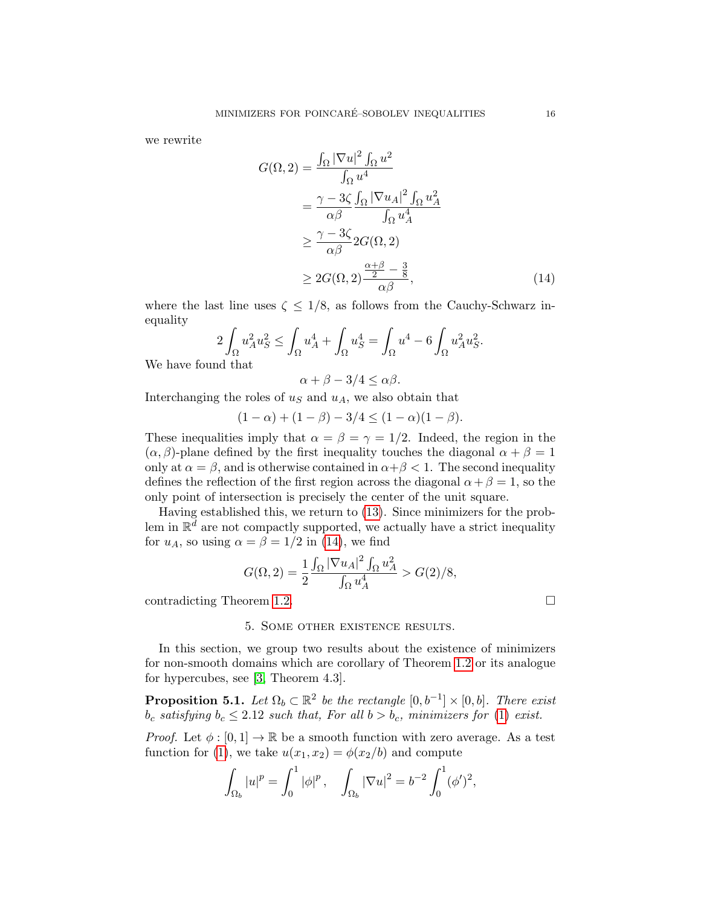we rewrite

$$
\begin{aligned}
G(\Omega,2) &= \frac{\int_\Omega |\nabla u|^2 \int_\Omega u^2}{\int_\Omega u^4} \\
&= \frac{\gamma - 3\zeta}{\alpha\beta} \frac{\int_\Omega |\nabla u_A|^2 \int_\Omega u_A^2}{\int_\Omega u_A^4} \\
&\geq \frac{\gamma - 3\zeta}{\alpha\beta} 2G(\Omega,2) \\
&\geq 2G(\Omega,2) \frac{\frac{\alpha+\beta}{2} - \frac{3}{8}}{\alpha\beta}, \qquad (14)
\end{aligned}
$$

where the last line uses $\zeta \leq 1/8$, as follows from the Cauchy-Schwarz inequality

$$
2\int_\Omega u_A^2 u_S^2 \leq \int_\Omega u_A^4 + \int_\Omega u_S^4 = \int_\Omega u^4 - 6\int_\Omega u_A^2 u_S^2.
$$

We have found that

$$
\alpha + \beta - 3/4 \leq \alpha\beta.
$$

Interchanging the roles of $u_S$ and $u_A$, we also obtain that

$$
(1-\alpha) + (1-\beta) - 3/4 \leq (1-\alpha)(1-\beta).
$$

These inequalities imply that $\alpha = \beta = \gamma = 1/2$. Indeed, the region in the $(\alpha,\beta)$-plane defined by the first inequality touches the diagonal $\alpha + \beta = 1$ only at $\alpha = \beta$, and is otherwise contained in $\alpha+\beta < 1$. The second inequality defines the reflection of the first region across the diagonal $\alpha+\beta = 1$, so the only point of intersection is precisely the center of the unit square.

Having established this, we return to (13). Since minimizers for the problem in $\mathbb{R}^d$ are not compactly supported, we actually have a strict inequality for $u_A$, so using $\alpha = \beta = 1/2$ in (14), we find

$$
G(\Omega,2) = \frac{1}{2} \frac{\int_\Omega |\nabla u_A|^2 \int_\Omega u_A^2}{\int_\Omega u_A^4} > G(2)/8,
$$

contradicting Theorem 1.2. ∎

## 5. Some other existence results.

In this section, we group two results about the existence of minimizers for non-smooth domains which are corollary of Theorem 1.2 or its analogue for hypercubes, see [3, Theorem 4.3].

**Proposition 5.1.** *Let $\Omega_b \subset \mathbb{R}^2$ be the rectangle $[0, b^{-1}] \times [0, b]$. There exist $b_c$ satisfying $b_c \leq 2.12$ such that, For all $b > b_c$, minimizers for (1) exist.*

*Proof.* Let $\phi : [0,1] \to \mathbb{R}$ be a smooth function with zero average. As a test function for (1), we take $u(x_1, x_2) = \phi(x_2/b)$ and compute

$$
\int_{\Omega_b} |u|^p = \int_0^1 |\phi|^p, \quad \int_{\Omega_b} |\nabla u|^2 = b^{-2} \int_0^1 (\phi')^2,
$$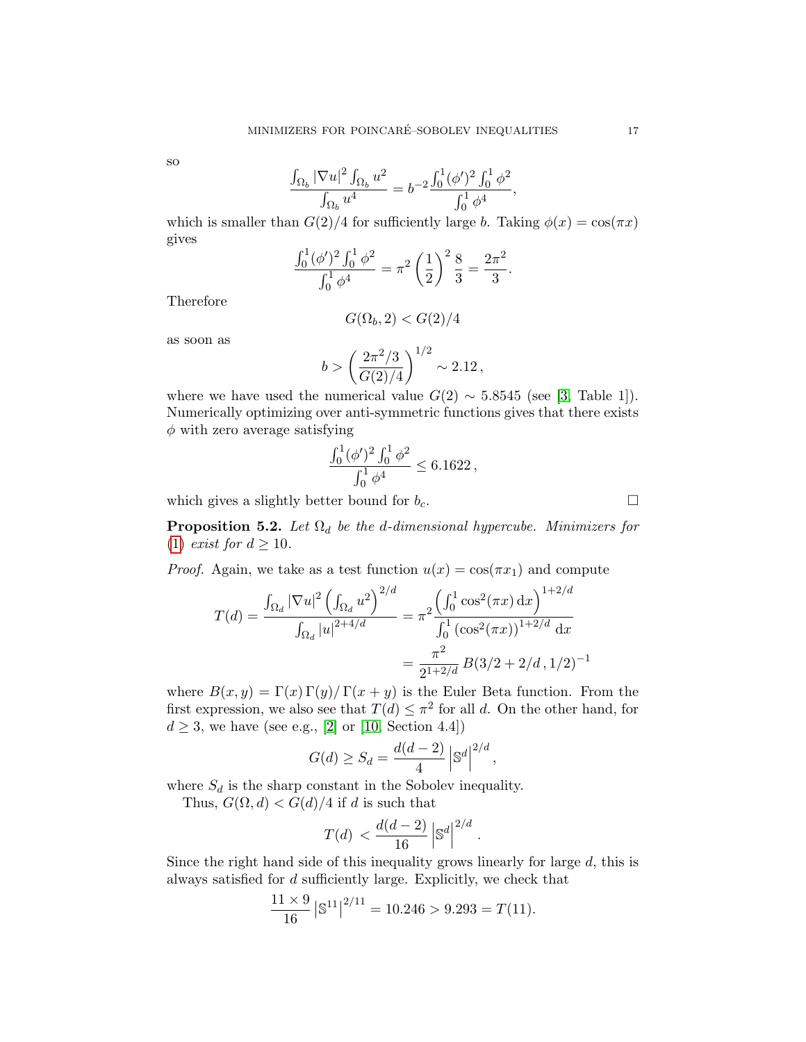so

$$\frac{\int_{\Omega_b} |\nabla u|^2 \int_{\Omega_b} u^2}{\int_{\Omega_b} u^4} = b^{-2} \frac{\int_0^1 (\phi')^2 \int_0^1 \phi^2}{\int_0^1 \phi^4},$$

which is smaller than $G(2)/4$ for sufficiently large $b$. Taking $\phi(x) = \cos(\pi x)$ gives

$$\frac{\int_0^1 (\phi')^2 \int_0^1 \phi^2}{\int_0^1 \phi^4} = \pi^2 \left(\frac{1}{2}\right)^2 \frac{8}{3} = \frac{2\pi^2}{3}.$$

Therefore

$$G(\Omega_b, 2) < G(2)/4$$

as soon as

$$b > \left( \frac{2\pi^2/3}{G(2)/4} \right)^{1/2} \sim 2.12\,,$$

where we have used the numerical value $G(2) \sim 5.8545$ (see [3, Table 1]). Numerically optimizing over anti-symmetric functions gives that there exists $\phi$ with zero average satisfying

$$\frac{\int_0^1 (\phi')^2 \int_0^1 \phi^2}{\int_0^1 \phi^4} \leq 6.1622\,,$$

which gives a slightly better bound for $b_c$. □

**Proposition 5.2.** *Let $\Omega_d$ be the $d$-dimensional hypercube. Minimizers for (1) exist for $d \geq 10$.*

*Proof.* Again, we take as a test function $u(x) = \cos(\pi x_1)$ and compute

$$\begin{aligned} T(d) = \frac{\int_{\Omega_d} |\nabla u|^2 \left(\int_{\Omega_d} u^2\right)^{2/d}}{\int_{\Omega_d} |u|^{2+4/d}} &= \pi^2 \frac{\left(\int_0^1 \cos^2(\pi x)\,\mathrm{d}x\right)^{1+2/d}}{\int_0^1 \left(\cos^2(\pi x)\right)^{1+2/d}\,\mathrm{d}x} \\ &= \frac{\pi^2}{2^{1+2/d}}\, B(3/2 + 2/d\,, 1/2)^{-1} \end{aligned}$$

where $B(x, y) = \Gamma(x)\,\Gamma(y)/\,\Gamma(x + y)$ is the Euler Beta function. From the first expression, we also see that $T(d) \leq \pi^2$ for all $d$. On the other hand, for $d \geq 3$, we have (see e.g., [2] or [10, Section 4.4])

$$G(d) \geq S_d = \frac{d(d-2)}{4} \left|\mathbb{S}^d\right|^{2/d},$$

where $S_d$ is the sharp constant in the Sobolev inequality.

Thus, $G(\Omega, d) < G(d)/4$ if $d$ is such that

$$T(d) \,<\, \frac{d(d-2)}{16} \left|\mathbb{S}^d\right|^{2/d}.$$

Since the right hand side of this inequality grows linearly for large $d$, this is always satisfied for $d$ sufficiently large. Explicitly, we check that

$$\frac{11 \times 9}{16} \left|\mathbb{S}^{11}\right|^{2/11} = 10.246 > 9.293 = T(11).$$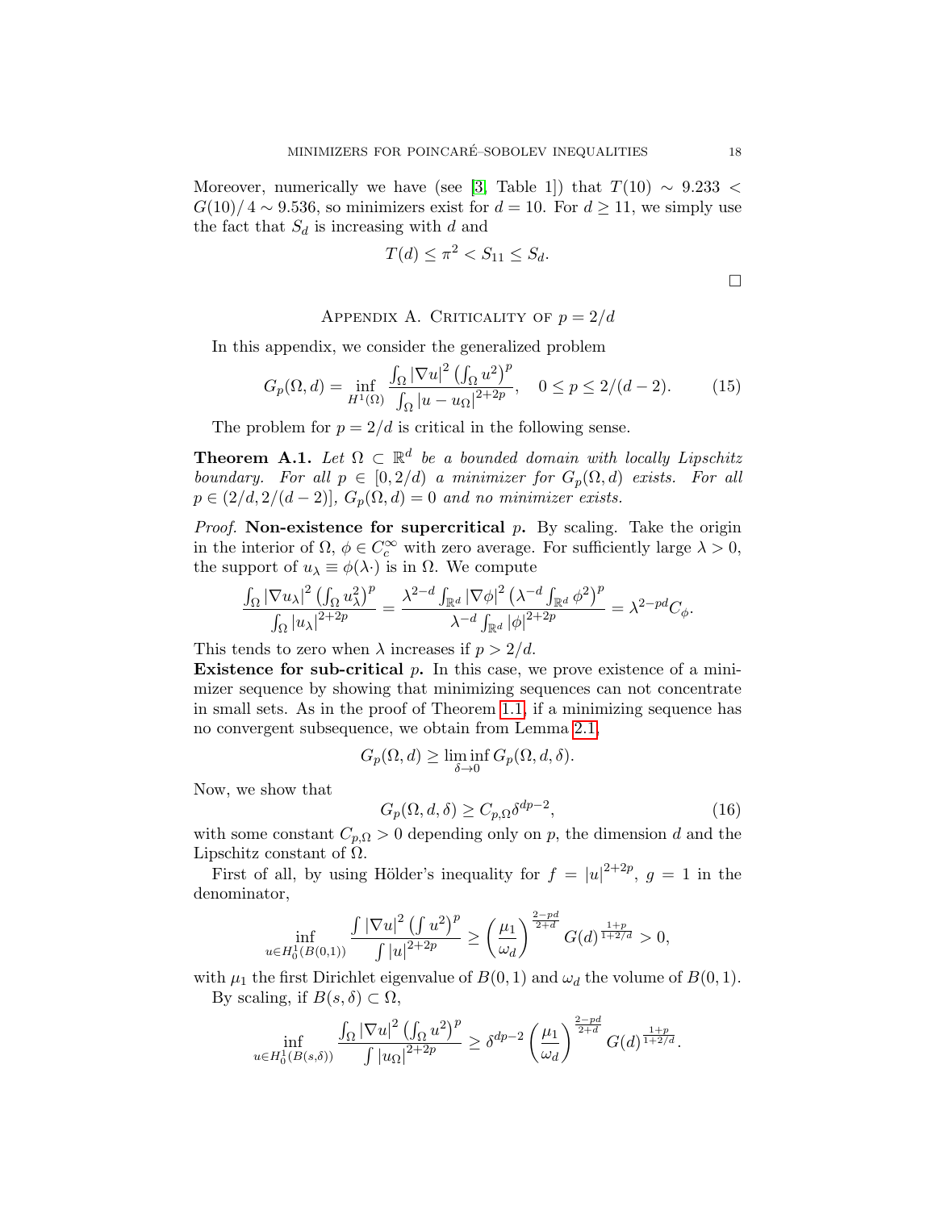Moreover, numerically we have (see [3, Table 1]) that $T(10) \sim 9.233 < G(10)/4 \sim 9.536$, so minimizers exist for $d = 10$. For $d \geq 11$, we simply use the fact that $S_d$ is increasing with $d$ and

$$T(d) \leq \pi^2 < S_{11} \leq S_d.$$

□

## Appendix A. Criticality of $p = 2/d$

In this appendix, we consider the generalized problem

$$G_p(\Omega, d) = \inf_{H^1(\Omega)} \frac{\int_\Omega |\nabla u|^2 \left(\int_\Omega u^2\right)^p}{\int_\Omega |u - u_\Omega|^{2+2p}}, \quad 0 \leq p \leq 2/(d-2). \tag{15}$$

The problem for $p = 2/d$ is critical in the following sense.

**Theorem A.1.** *Let $\Omega \subset \mathbb{R}^d$ be a bounded domain with locally Lipschitz boundary. For all $p \in [0, 2/d)$ a minimizer for $G_p(\Omega, d)$ exists. For all $p \in (2/d, 2/(d-2)]$, $G_p(\Omega, d) = 0$ and no minimizer exists.*

*Proof.* **Non-existence for supercritical $p$.** By scaling. Take the origin in the interior of $\Omega$, $\phi \in C_c^\infty$ with zero average. For sufficiently large $\lambda > 0$, the support of $u_\lambda \equiv \phi(\lambda \cdot)$ is in $\Omega$. We compute

$$\frac{\int_\Omega |\nabla u_\lambda|^2 \left(\int_\Omega u_\lambda^2\right)^p}{\int_\Omega |u_\lambda|^{2+2p}} = \frac{\lambda^{2-d} \int_{\mathbb{R}^d} |\nabla \phi|^2 \left(\lambda^{-d} \int_{\mathbb{R}^d} \phi^2\right)^p}{\lambda^{-d} \int_{\mathbb{R}^d} |\phi|^{2+2p}} = \lambda^{2-pd} C_\phi.$$

This tends to zero when $\lambda$ increases if $p > 2/d$.

**Existence for sub-critical $p$.** In this case, we prove existence of a minimizer sequence by showing that minimizing sequences can not concentrate in small sets. As in the proof of Theorem 1.1, if a minimizing sequence has no convergent subsequence, we obtain from Lemma 2.1,

$$G_p(\Omega, d) \geq \liminf_{\delta \to 0} G_p(\Omega, d, \delta).$$

Now, we show that

$$G_p(\Omega, d, \delta) \geq C_{p,\Omega} \delta^{dp-2}, \tag{16}$$

with some constant $C_{p,\Omega} > 0$ depending only on $p$, the dimension $d$ and the Lipschitz constant of $\Omega$.

First of all, by using Hölder's inequality for $f = |u|^{2+2p}$, $g = 1$ in the denominator,

$$\inf_{u \in H_0^1(B(0,1))} \frac{\int |\nabla u|^2 \left(\int u^2\right)^p}{\int |u|^{2+2p}} \geq \left(\frac{\mu_1}{\omega_d}\right)^{\frac{2-pd}{2+d}} G(d)^{\frac{1+p}{1+2/d}} > 0,$$

with $\mu_1$ the first Dirichlet eigenvalue of $B(0,1)$ and $\omega_d$ the volume of $B(0,1)$.

By scaling, if $B(s, \delta) \subset \Omega$,

$$\inf_{u \in H_0^1(B(s,\delta))} \frac{\int_\Omega |\nabla u|^2 \left(\int_\Omega u^2\right)^p}{\int |u_\Omega|^{2+2p}} \geq \delta^{dp-2} \left(\frac{\mu_1}{\omega_d}\right)^{\frac{2-pd}{2+d}} G(d)^{\frac{1+p}{1+2/d}}.$$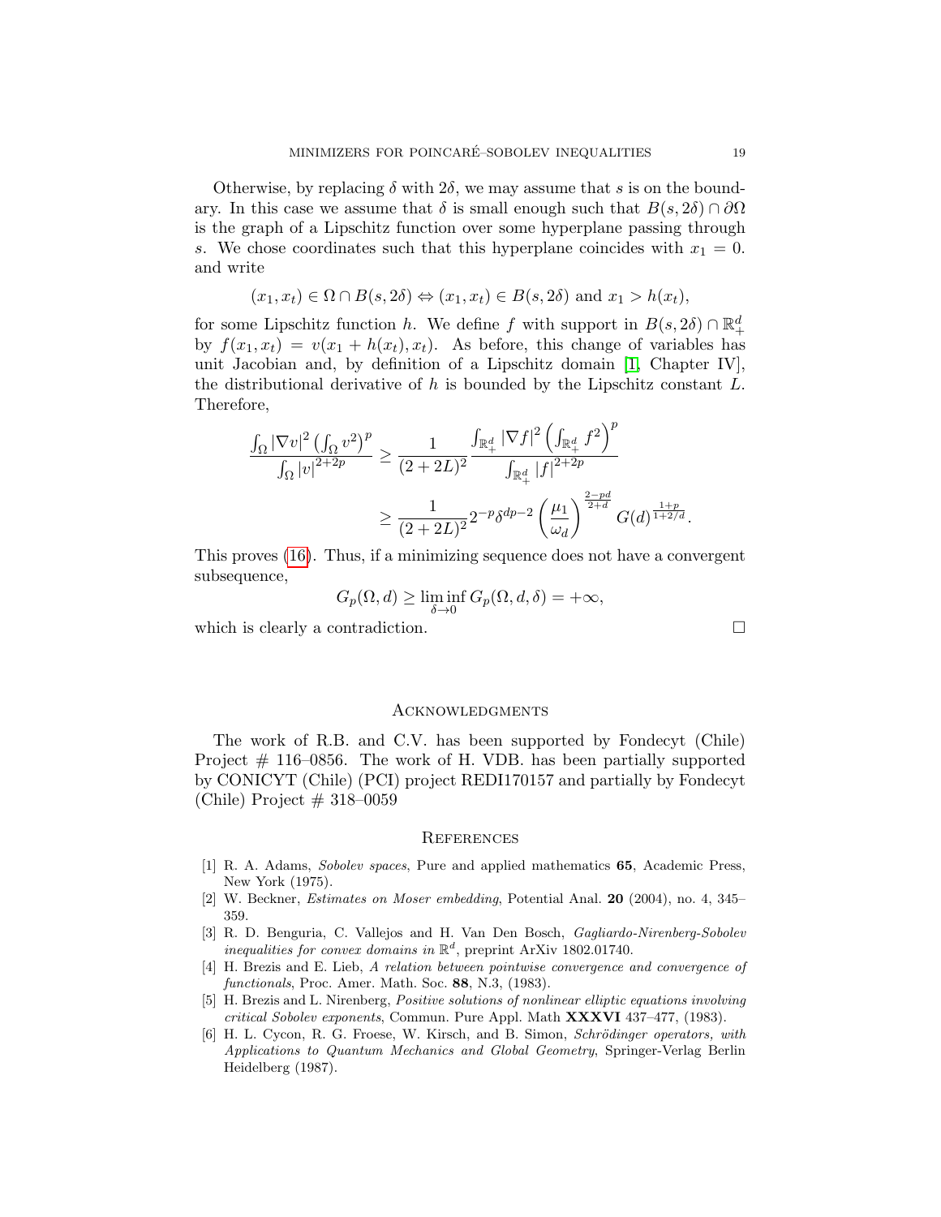Otherwise, by replacing $\delta$ with $2\delta$, we may assume that $s$ is on the boundary. In this case we assume that $\delta$ is small enough such that $B(s, 2\delta) \cap \partial\Omega$ is the graph of a Lipschitz function over some hyperplane passing through $s$. We chose coordinates such that this hyperplane coincides with $x_1 = 0$. and write

$$(x_1, x_t) \in \Omega \cap B(s, 2\delta) \Leftrightarrow (x_1, x_t) \in B(s, 2\delta) \text{ and } x_1 > h(x_t),$$

for some Lipschitz function $h$. We define $f$ with support in $B(s, 2\delta) \cap \mathbb{R}^d_+$ by $f(x_1, x_t) = v(x_1 + h(x_t), x_t)$. As before, this change of variables has unit Jacobian and, by definition of a Lipschitz domain [1, Chapter IV], the distributional derivative of $h$ is bounded by the Lipschitz constant $L$. Therefore,

$$\begin{aligned}
\frac{\int_\Omega |\nabla v|^2 \left(\int_\Omega v^2\right)^p}{\int_\Omega |v|^{2+2p}} &\geq \frac{1}{(2+2L)^2} \frac{\int_{\mathbb{R}^d_+} |\nabla f|^2 \left(\int_{\mathbb{R}^d_+} f^2\right)^p}{\int_{\mathbb{R}^d_+} |f|^{2+2p}} \\
&\geq \frac{1}{(2+2L)^2} 2^{-p} \delta^{dp-2} \left(\frac{\mu_1}{\omega_d}\right)^{\frac{2-pd}{2+d}} G(d)^{\frac{1+p}{1+2/d}}.
\end{aligned}$$

This proves (16). Thus, if a minimizing sequence does not have a convergent subsequence,

$$G_p(\Omega, d) \geq \liminf_{\delta \to 0} G_p(\Omega, d, \delta) = +\infty,$$

which is clearly a contradiction. $\square$

## Acknowledgments

The work of R.B. and C.V. has been supported by Fondecyt (Chile) Project # 116–0856. The work of H. VDB. has been partially supported by CONICYT (Chile) (PCI) project REDI170157 and partially by Fondecyt (Chile) Project # 318–0059

## References

[1] R. A. Adams, *Sobolev spaces*, Pure and applied mathematics **65**, Academic Press, New York (1975).

[2] W. Beckner, *Estimates on Moser embedding*, Potential Anal. **20** (2004), no. 4, 345–359.

[3] R. D. Benguria, C. Vallejos and H. Van Den Bosch, *Gagliardo-Nirenberg-Sobolev inequalities for convex domains in $\mathbb{R}^d$*, preprint ArXiv 1802.01740.

[4] H. Brezis and E. Lieb, *A relation between pointwise convergence and convergence of functionals*, Proc. Amer. Math. Soc. **88**, N.3, (1983).

[5] H. Brezis and L. Nirenberg, *Positive solutions of nonlinear elliptic equations involving critical Sobolev exponents*, Commun. Pure Appl. Math **XXXVI** 437–477, (1983).

[6] H. L. Cycon, R. G. Froese, W. Kirsch, and B. Simon, *Schrödinger operators, with Applications to Quantum Mechanics and Global Geometry*, Springer-Verlag Berlin Heidelberg (1987).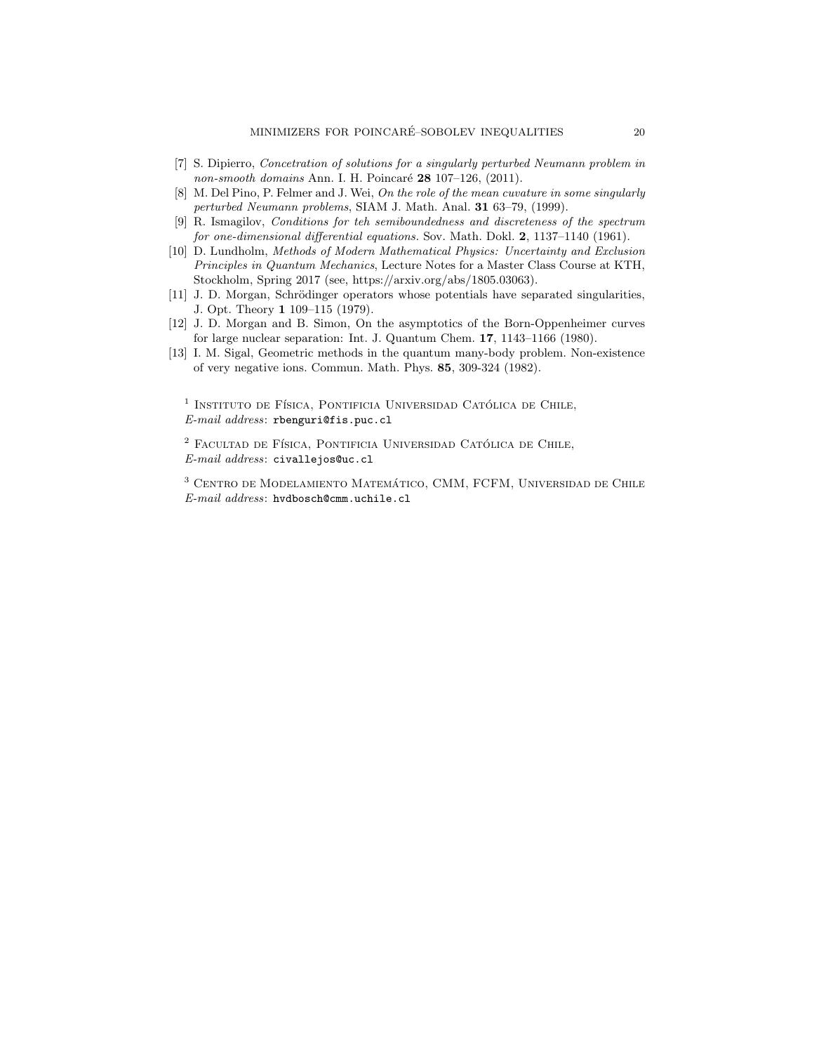[7] S. Dipierro, *Concetration of solutions for a singularly perturbed Neumann problem in non-smooth domains* Ann. I. H. Poincaré **28** 107–126, (2011).

[8] M. Del Pino, P. Felmer and J. Wei, *On the role of the mean cuvature in some singularly perturbed Neumann problems*, SIAM J. Math. Anal. **31** 63–79, (1999).

[9] R. Ismagilov, *Conditions for teh semiboundedness and discreteness of the spectrum for one-dimensional differential equations.* Sov. Math. Dokl. **2**, 1137–1140 (1961).

[10] D. Lundholm, *Methods of Modern Mathematical Physics: Uncertainty and Exclusion Principles in Quantum Mechanics*, Lecture Notes for a Master Class Course at KTH, Stockholm, Spring 2017 (see, https://arxiv.org/abs/1805.03063).

[11] J. D. Morgan, Schrödinger operators whose potentials have separated singularities, J. Opt. Theory **1** 109–115 (1979).

[12] J. D. Morgan and B. Simon, On the asymptotics of the Born-Oppenheimer curves for large nuclear separation: Int. J. Quantum Chem. **17**, 1143–1166 (1980).

[13] I. M. Sigal, Geometric methods in the quantum many-body problem. Non-existence of very negative ions. Commun. Math. Phys. **85**, 309-324 (1982).

[1] Instituto de Física, Pontificia Universidad Católica de Chile,
*E-mail address*: rbenguri@fis.puc.cl

[2] Facultad de Física, Pontificia Universidad Católica de Chile,
*E-mail address*: civallejos@uc.cl

[3] Centro de Modelamiento Matemático, CMM, FCFM, Universidad de Chile
*E-mail address*: hvdbosch@cmm.uchile.cl